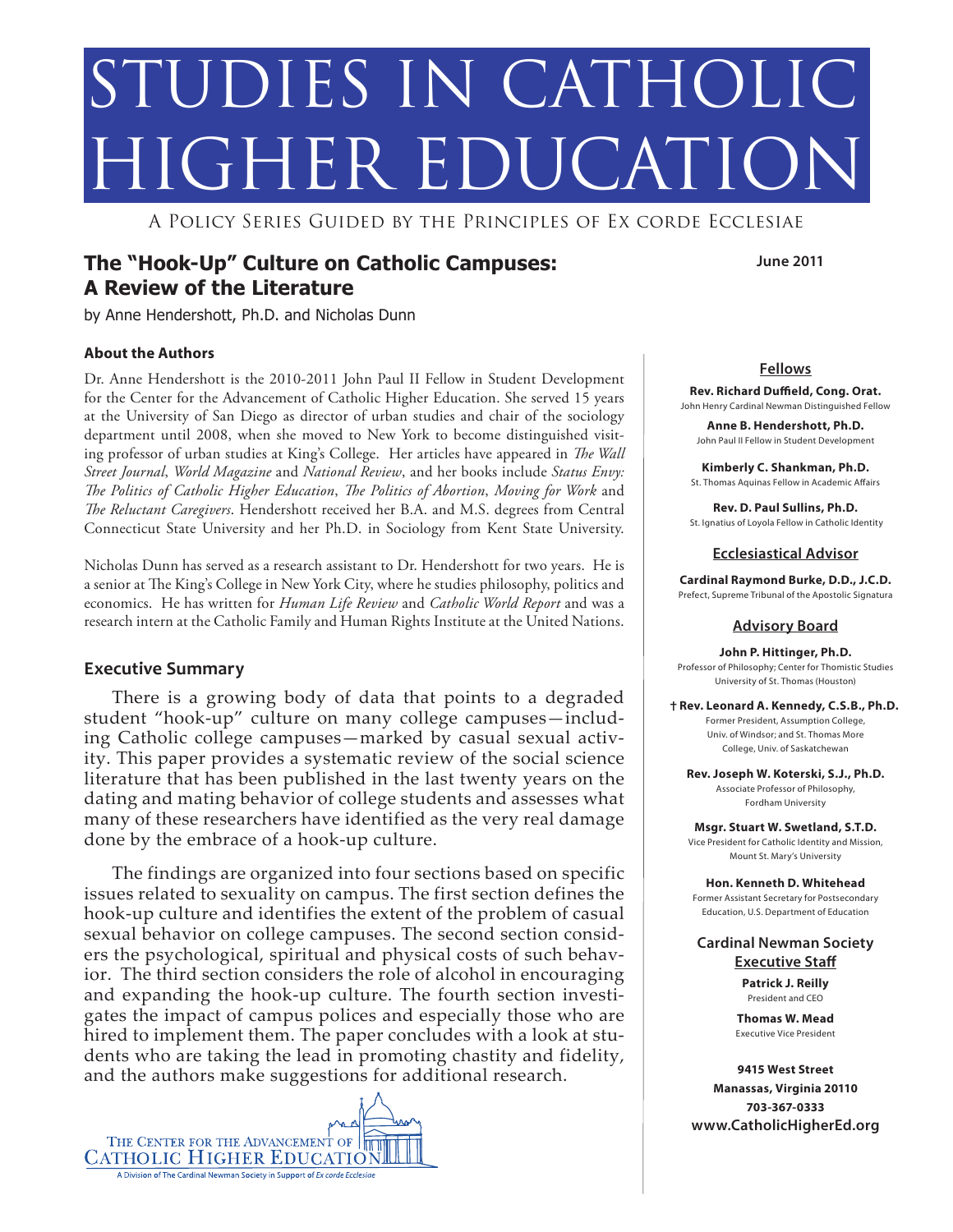# STUDIES IN CATHOLIC HIGHER EDUCATION

A Policy Series Guided by the Principles of Ex corde Ecclesiae

## The "Hook-Up" Culture on Catholic Campuses: A Review of the Literature

June 2011

by Anne Hendershott, Ph.D. and Nicholas Dunn

### About the Authors

Dr. Anne Hendershott is the 2010-2011 John Paul II Fellow in Student Development for the Center for the Advancement of Catholic Higher Education. She served 15 years at the University of San Diego as director of urban studies and chair of the sociology department until 2008, when she moved to New York to become distinguished visiting professor of urban studies at King's College. Her articles have appeared in *The Wall Street Journal*, *World Magazine* and *National Review*, and her books include *Status Envy: The Politics of Catholic Higher Education*, *The Politics of Abortion*, *Moving for Work* and *The Reluctant Caregivers*. Hendershott received her B.A. and M.S. degrees from Central Connecticut State University and her Ph.D. in Sociology from Kent State University.

Nicholas Dunn has served as a research assistant to Dr. Hendershott for two years. He is a senior at The King's College in New York City, where he studies philosophy, politics and economics. He has written for *Human Life Review* and *Catholic World Report* and was a research intern at the Catholic Family and Human Rights Institute at the United Nations.

### Executive Summary

There is a growing body of data that points to a degraded student "hook-up" culture on many college campuses—including Catholic college campuses—marked by casual sexual activity. This paper provides a systematic review of the social science literature that has been published in the last twenty years on the dating and mating behavior of college students and assesses what many of these researchers have identified as the very real damage done by the embrace of a hook-up culture.

The findings are organized into four sections based on specific issues related to sexuality on campus. The first section defines the hook-up culture and identifies the extent of the problem of casual sexual behavior on college campuses. The second section considers the psychological, spiritual and physical costs of such behavior. The third section considers the role of alcohol in encouraging and expanding the hook-up culture. The fourth section investigates the impact of campus polices and especially those who are hired to implement them. The paper concludes with a look at students who are taking the lead in promoting chastity and fidelity, and the authors make suggestions for additional research.

THE CENTER FOR THE ADVANCEMENT OF CATHOLIC HIGHER EDUCATION
A Division of The Cardinal Newman Society in Support of *Ex corde Ecclesiae*

---

**Fellows**

**Rev. Richard Duffield, Cong. Orat.**
John Henry Cardinal Newman Distinguished Fellow

**Anne B. Hendershott, Ph.D.**
John Paul II Fellow in Student Development

**Kimberly C. Shankman, Ph.D.**
St. Thomas Aquinas Fellow in Academic Affairs

**Rev. D. Paul Sullins, Ph.D.**
St. Ignatius of Loyola Fellow in Catholic Identity

**Ecclesiastical Advisor**

**Cardinal Raymond Burke, D.D., J.C.D.**
Prefect, Supreme Tribunal of the Apostolic Signatura

**Advisory Board**

**John P. Hittinger, Ph.D.**
Professor of Philosophy; Center for Thomistic Studies
University of St. Thomas (Houston)

**† Rev. Leonard A. Kennedy, C.S.B., Ph.D.**
Former President, Assumption College, Univ. of Windsor; and St. Thomas More College, Univ. of Saskatchewan

**Rev. Joseph W. Koterski, S.J., Ph.D.**
Associate Professor of Philosophy, Fordham University

**Msgr. Stuart W. Swetland, S.T.D.**
Vice President for Catholic Identity and Mission, Mount St. Mary's University

**Hon. Kenneth D. Whitehead**
Former Assistant Secretary for Postsecondary Education, U.S. Department of Education

**Cardinal Newman Society Executive Staff**

**Patrick J. Reilly**
President and CEO

**Thomas W. Mead**
Executive Vice President

**9415 West Street**
**Manassas, Virginia 20110**
**703-367-0333**
**www.CatholicHigherEd.org**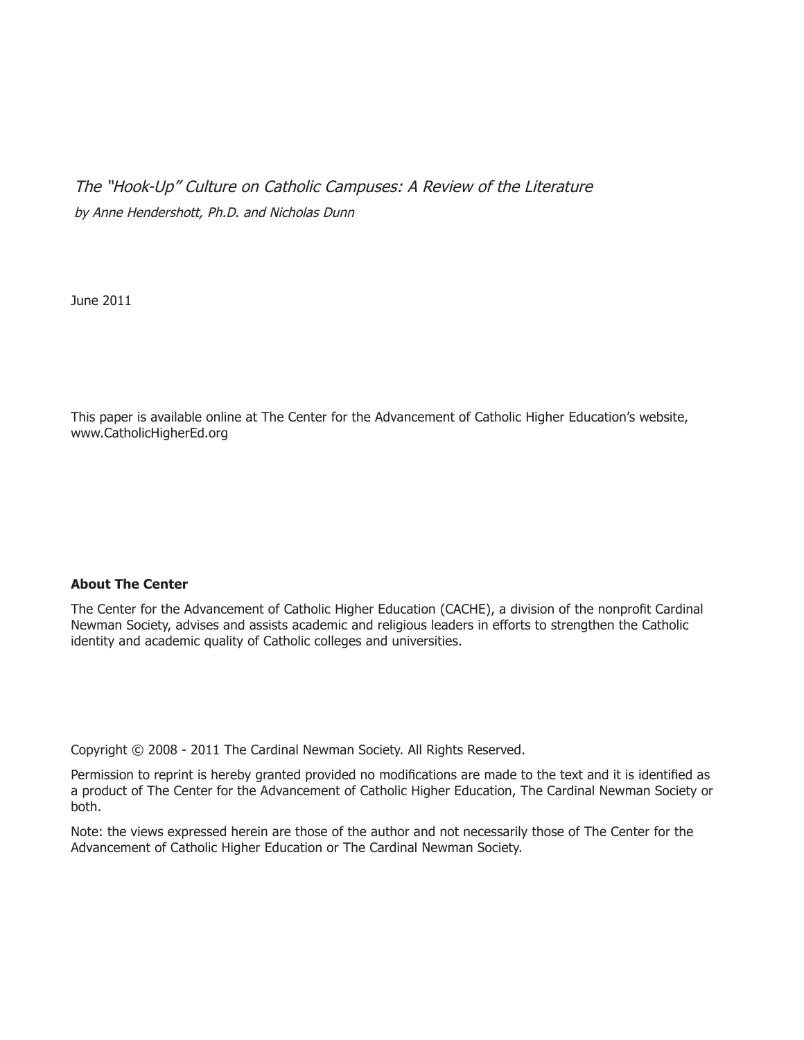*The "Hook-Up" Culture on Catholic Campuses: A Review of the Literature*

*by Anne Hendershott, Ph.D. and Nicholas Dunn*

June 2011

This paper is available online at The Center for the Advancement of Catholic Higher Education's website, www.CatholicHigherEd.org

**About The Center**

The Center for the Advancement of Catholic Higher Education (CACHE), a division of the nonprofit Cardinal Newman Society, advises and assists academic and religious leaders in efforts to strengthen the Catholic identity and academic quality of Catholic colleges and universities.

Copyright © 2008 - 2011 The Cardinal Newman Society. All Rights Reserved.

Permission to reprint is hereby granted provided no modifications are made to the text and it is identified as a product of The Center for the Advancement of Catholic Higher Education, The Cardinal Newman Society or both.

Note: the views expressed herein are those of the author and not necessarily those of The Center for the Advancement of Catholic Higher Education or The Cardinal Newman Society.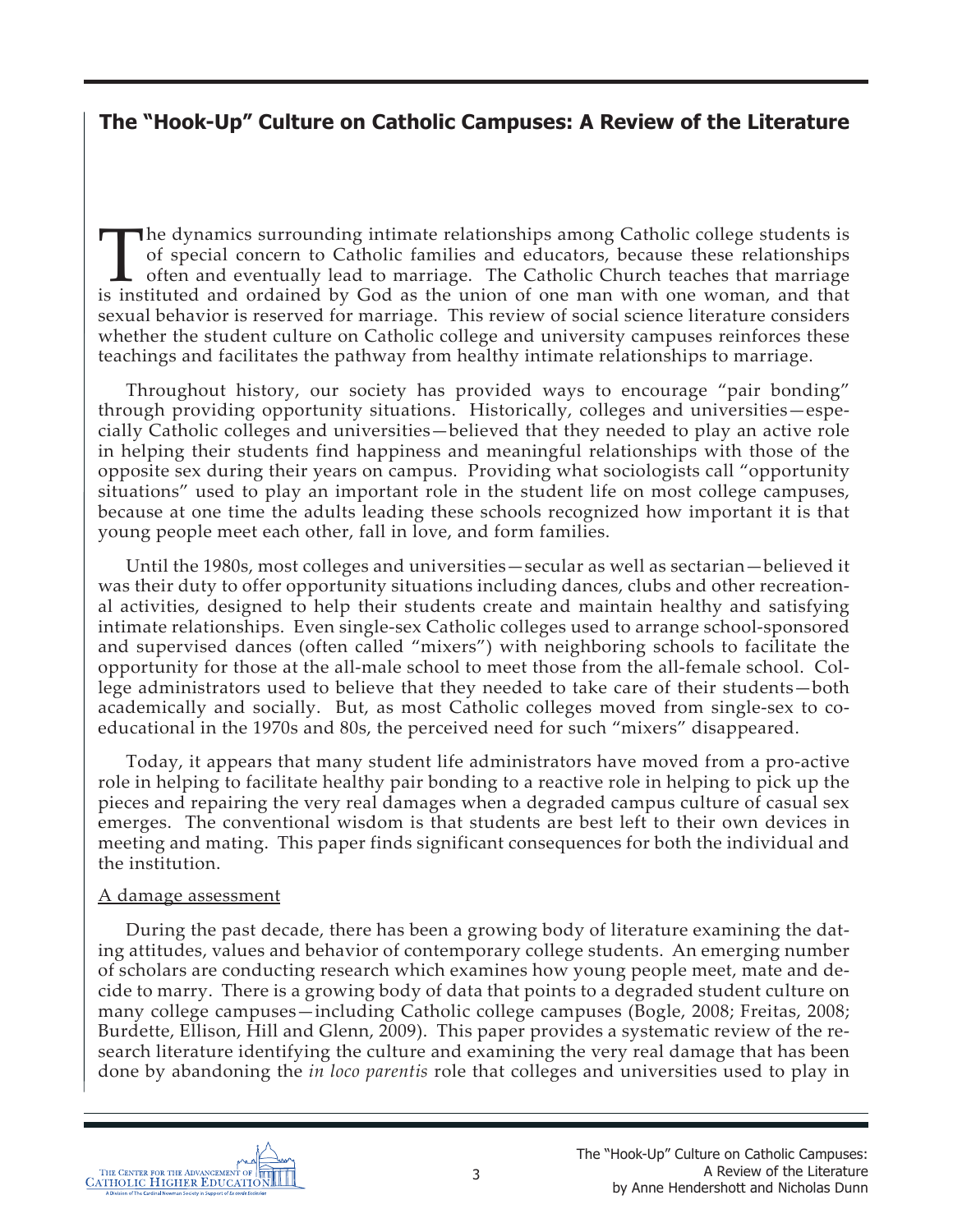## The "Hook-Up" Culture on Catholic Campuses: A Review of the Literature

The dynamics surrounding intimate relationships among Catholic college students is of special concern to Catholic families and educators, because these relationships often and eventually lead to marriage. The Catholic Church teaches that marriage is instituted and ordained by God as the union of one man with one woman, and that sexual behavior is reserved for marriage. This review of social science literature considers whether the student culture on Catholic college and university campuses reinforces these teachings and facilitates the pathway from healthy intimate relationships to marriage.

Throughout history, our society has provided ways to encourage "pair bonding" through providing opportunity situations. Historically, colleges and universities—especially Catholic colleges and universities—believed that they needed to play an active role in helping their students find happiness and meaningful relationships with those of the opposite sex during their years on campus. Providing what sociologists call "opportunity situations" used to play an important role in the student life on most college campuses, because at one time the adults leading these schools recognized how important it is that young people meet each other, fall in love, and form families.

Until the 1980s, most colleges and universities—secular as well as sectarian—believed it was their duty to offer opportunity situations including dances, clubs and other recreational activities, designed to help their students create and maintain healthy and satisfying intimate relationships. Even single-sex Catholic colleges used to arrange school-sponsored and supervised dances (often called "mixers") with neighboring schools to facilitate the opportunity for those at the all-male school to meet those from the all-female school. College administrators used to believe that they needed to take care of their students—both academically and socially. But, as most Catholic colleges moved from single-sex to coeducational in the 1970s and 80s, the perceived need for such "mixers" disappeared.

Today, it appears that many student life administrators have moved from a pro-active role in helping to facilitate healthy pair bonding to a reactive role in helping to pick up the pieces and repairing the very real damages when a degraded campus culture of casual sex emerges. The conventional wisdom is that students are best left to their own devices in meeting and mating. This paper finds significant consequences for both the individual and the institution.

<u>A damage assessment</u>

During the past decade, there has been a growing body of literature examining the dating attitudes, values and behavior of contemporary college students. An emerging number of scholars are conducting research which examines how young people meet, mate and decide to marry. There is a growing body of data that points to a degraded student culture on many college campuses—including Catholic college campuses (Bogle, 2008; Freitas, 2008; Burdette, Ellison, Hill and Glenn, 2009). This paper provides a systematic review of the research literature identifying the culture and examining the very real damage that has been done by abandoning the *in loco parentis* role that colleges and universities used to play in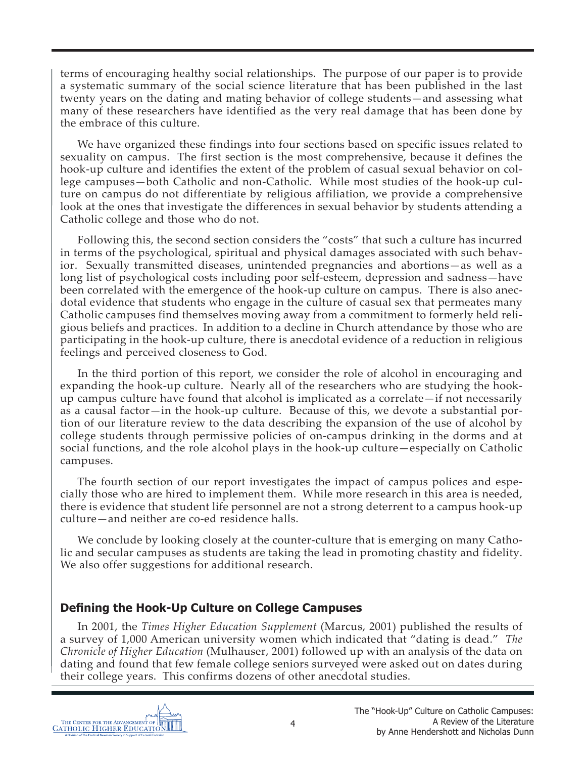terms of encouraging healthy social relationships. The purpose of our paper is to provide a systematic summary of the social science literature that has been published in the last twenty years on the dating and mating behavior of college students—and assessing what many of these researchers have identified as the very real damage that has been done by the embrace of this culture.

We have organized these findings into four sections based on specific issues related to sexuality on campus. The first section is the most comprehensive, because it defines the hook-up culture and identifies the extent of the problem of casual sexual behavior on college campuses—both Catholic and non-Catholic. While most studies of the hook-up culture on campus do not differentiate by religious affiliation, we provide a comprehensive look at the ones that investigate the differences in sexual behavior by students attending a Catholic college and those who do not.

Following this, the second section considers the "costs" that such a culture has incurred in terms of the psychological, spiritual and physical damages associated with such behavior. Sexually transmitted diseases, unintended pregnancies and abortions—as well as a long list of psychological costs including poor self-esteem, depression and sadness—have been correlated with the emergence of the hook-up culture on campus. There is also anecdotal evidence that students who engage in the culture of casual sex that permeates many Catholic campuses find themselves moving away from a commitment to formerly held religious beliefs and practices. In addition to a decline in Church attendance by those who are participating in the hook-up culture, there is anecdotal evidence of a reduction in religious feelings and perceived closeness to God.

In the third portion of this report, we consider the role of alcohol in encouraging and expanding the hook-up culture. Nearly all of the researchers who are studying the hook-up campus culture have found that alcohol is implicated as a correlate—if not necessarily as a causal factor—in the hook-up culture. Because of this, we devote a substantial portion of our literature review to the data describing the expansion of the use of alcohol by college students through permissive policies of on-campus drinking in the dorms and at social functions, and the role alcohol plays in the hook-up culture—especially on Catholic campuses.

The fourth section of our report investigates the impact of campus polices and especially those who are hired to implement them. While more research in this area is needed, there is evidence that student life personnel are not a strong deterrent to a campus hook-up culture—and neither are co-ed residence halls.

We conclude by looking closely at the counter-culture that is emerging on many Catholic and secular campuses as students are taking the lead in promoting chastity and fidelity. We also offer suggestions for additional research.

## Defining the Hook-Up Culture on College Campuses

In 2001, the *Times Higher Education Supplement* (Marcus, 2001) published the results of a survey of 1,000 American university women which indicated that "dating is dead." *The Chronicle of Higher Education* (Mulhauser, 2001) followed up with an analysis of the data on dating and found that few female college seniors surveyed were asked out on dates during their college years. This confirms dozens of other anecdotal studies.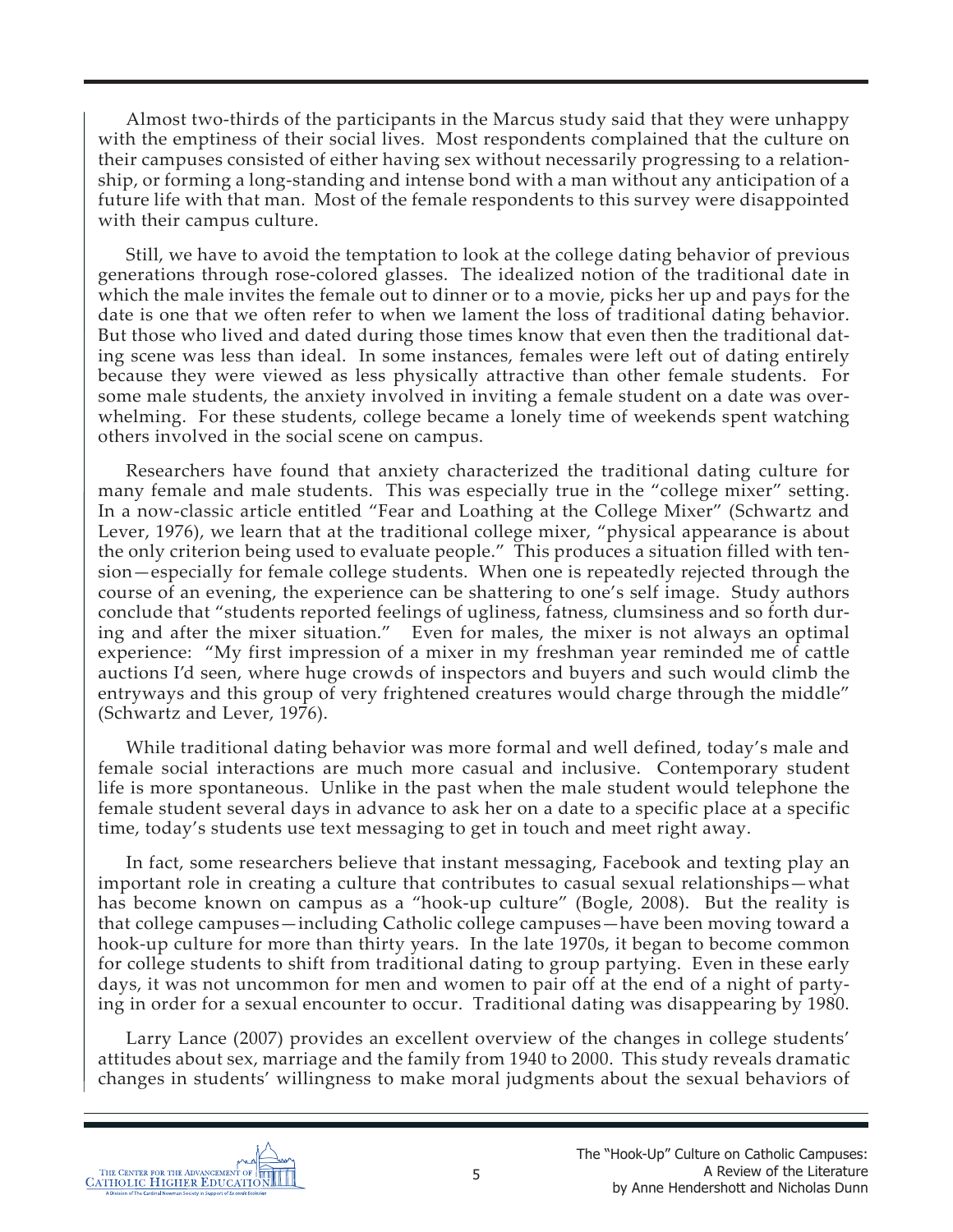Almost two-thirds of the participants in the Marcus study said that they were unhappy with the emptiness of their social lives. Most respondents complained that the culture on their campuses consisted of either having sex without necessarily progressing to a relationship, or forming a long-standing and intense bond with a man without any anticipation of a future life with that man. Most of the female respondents to this survey were disappointed with their campus culture.

Still, we have to avoid the temptation to look at the college dating behavior of previous generations through rose-colored glasses. The idealized notion of the traditional date in which the male invites the female out to dinner or to a movie, picks her up and pays for the date is one that we often refer to when we lament the loss of traditional dating behavior. But those who lived and dated during those times know that even then the traditional dating scene was less than ideal. In some instances, females were left out of dating entirely because they were viewed as less physically attractive than other female students. For some male students, the anxiety involved in inviting a female student on a date was overwhelming. For these students, college became a lonely time of weekends spent watching others involved in the social scene on campus.

Researchers have found that anxiety characterized the traditional dating culture for many female and male students. This was especially true in the "college mixer" setting. In a now-classic article entitled "Fear and Loathing at the College Mixer" (Schwartz and Lever, 1976), we learn that at the traditional college mixer, "physical appearance is about the only criterion being used to evaluate people." This produces a situation filled with tension—especially for female college students. When one is repeatedly rejected through the course of an evening, the experience can be shattering to one's self image. Study authors conclude that "students reported feelings of ugliness, fatness, clumsiness and so forth during and after the mixer situation." Even for males, the mixer is not always an optimal experience: "My first impression of a mixer in my freshman year reminded me of cattle auctions I'd seen, where huge crowds of inspectors and buyers and such would climb the entryways and this group of very frightened creatures would charge through the middle" (Schwartz and Lever, 1976).

While traditional dating behavior was more formal and well defined, today's male and female social interactions are much more casual and inclusive. Contemporary student life is more spontaneous. Unlike in the past when the male student would telephone the female student several days in advance to ask her on a date to a specific place at a specific time, today's students use text messaging to get in touch and meet right away.

In fact, some researchers believe that instant messaging, Facebook and texting play an important role in creating a culture that contributes to casual sexual relationships—what has become known on campus as a "hook-up culture" (Bogle, 2008). But the reality is that college campuses—including Catholic college campuses—have been moving toward a hook-up culture for more than thirty years. In the late 1970s, it began to become common for college students to shift from traditional dating to group partying. Even in these early days, it was not uncommon for men and women to pair off at the end of a night of partying in order for a sexual encounter to occur. Traditional dating was disappearing by 1980.

Larry Lance (2007) provides an excellent overview of the changes in college students' attitudes about sex, marriage and the family from 1940 to 2000. This study reveals dramatic changes in students' willingness to make moral judgments about the sexual behaviors of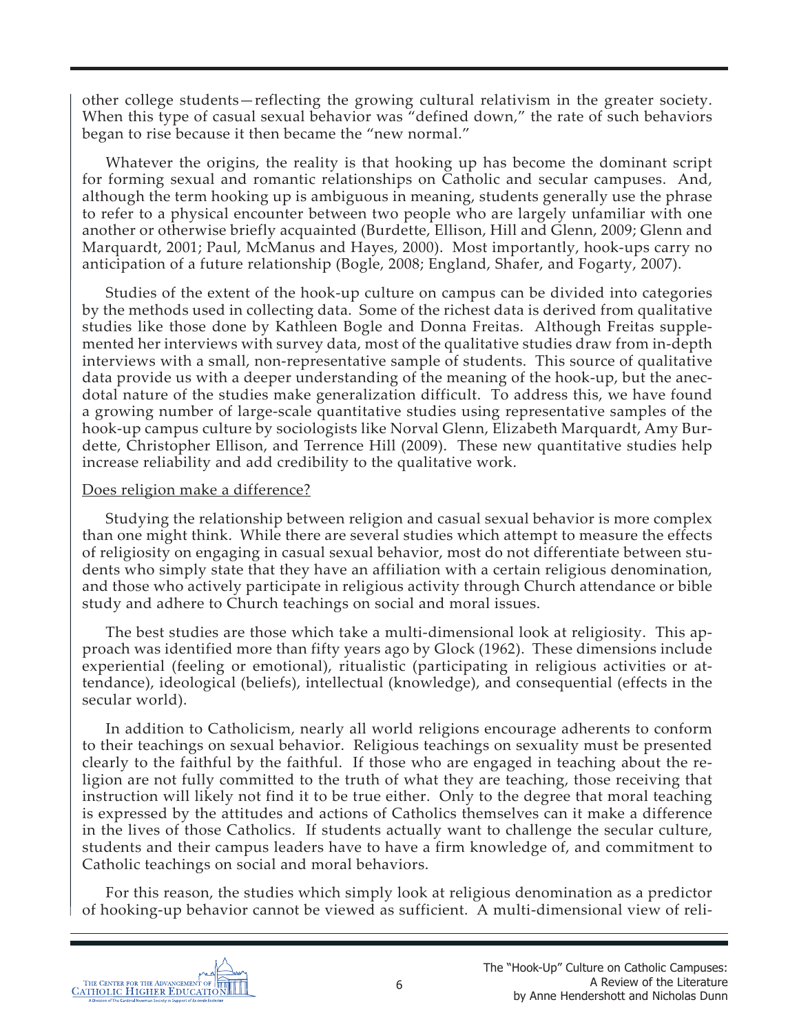other college students—reflecting the growing cultural relativism in the greater society. When this type of casual sexual behavior was "defined down," the rate of such behaviors began to rise because it then became the "new normal."

Whatever the origins, the reality is that hooking up has become the dominant script for forming sexual and romantic relationships on Catholic and secular campuses. And, although the term hooking up is ambiguous in meaning, students generally use the phrase to refer to a physical encounter between two people who are largely unfamiliar with one another or otherwise briefly acquainted (Burdette, Ellison, Hill and Glenn, 2009; Glenn and Marquardt, 2001; Paul, McManus and Hayes, 2000). Most importantly, hook-ups carry no anticipation of a future relationship (Bogle, 2008; England, Shafer, and Fogarty, 2007).

Studies of the extent of the hook-up culture on campus can be divided into categories by the methods used in collecting data. Some of the richest data is derived from qualitative studies like those done by Kathleen Bogle and Donna Freitas. Although Freitas supplemented her interviews with survey data, most of the qualitative studies draw from in-depth interviews with a small, non-representative sample of students. This source of qualitative data provide us with a deeper understanding of the meaning of the hook-up, but the anecdotal nature of the studies make generalization difficult. To address this, we have found a growing number of large-scale quantitative studies using representative samples of the hook-up campus culture by sociologists like Norval Glenn, Elizabeth Marquardt, Amy Burdette, Christopher Ellison, and Terrence Hill (2009). These new quantitative studies help increase reliability and add credibility to the qualitative work.

<u>Does religion make a difference?</u>

Studying the relationship between religion and casual sexual behavior is more complex than one might think. While there are several studies which attempt to measure the effects of religiosity on engaging in casual sexual behavior, most do not differentiate between students who simply state that they have an affiliation with a certain religious denomination, and those who actively participate in religious activity through Church attendance or bible study and adhere to Church teachings on social and moral issues.

The best studies are those which take a multi-dimensional look at religiosity. This approach was identified more than fifty years ago by Glock (1962). These dimensions include experiential (feeling or emotional), ritualistic (participating in religious activities or attendance), ideological (beliefs), intellectual (knowledge), and consequential (effects in the secular world).

In addition to Catholicism, nearly all world religions encourage adherents to conform to their teachings on sexual behavior. Religious teachings on sexuality must be presented clearly to the faithful by the faithful. If those who are engaged in teaching about the religion are not fully committed to the truth of what they are teaching, those receiving that instruction will likely not find it to be true either. Only to the degree that moral teaching is expressed by the attitudes and actions of Catholics themselves can it make a difference in the lives of those Catholics. If students actually want to challenge the secular culture, students and their campus leaders have to have a firm knowledge of, and commitment to Catholic teachings on social and moral behaviors.

For this reason, the studies which simply look at religious denomination as a predictor of hooking-up behavior cannot be viewed as sufficient. A multi-dimensional view of reli-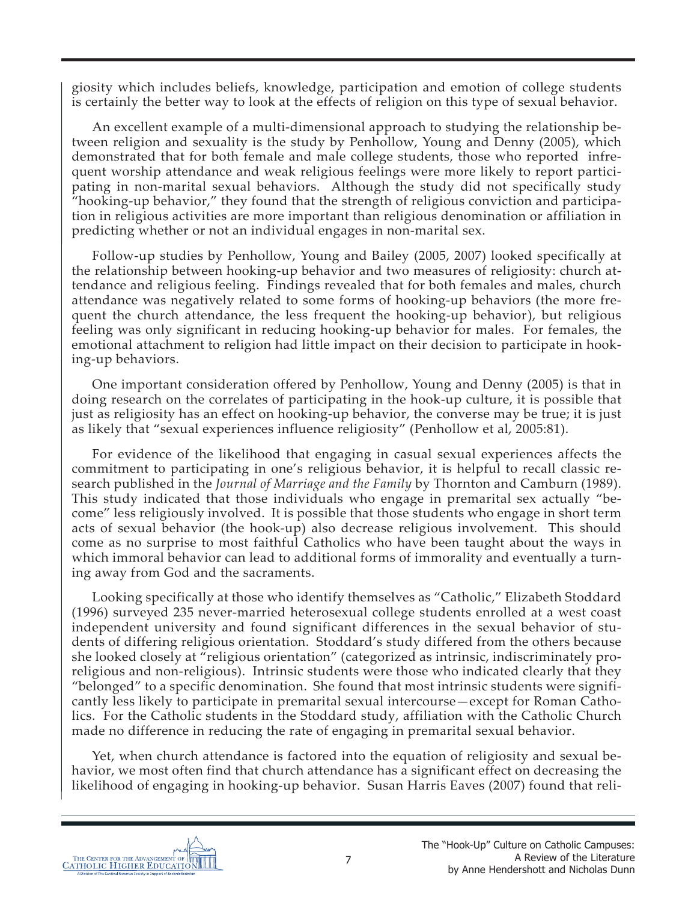giosity which includes beliefs, knowledge, participation and emotion of college students is certainly the better way to look at the effects of religion on this type of sexual behavior.

An excellent example of a multi-dimensional approach to studying the relationship between religion and sexuality is the study by Penhollow, Young and Denny (2005), which demonstrated that for both female and male college students, those who reported infrequent worship attendance and weak religious feelings were more likely to report participating in non-marital sexual behaviors. Although the study did not specifically study "hooking-up behavior," they found that the strength of religious conviction and participation in religious activities are more important than religious denomination or affiliation in predicting whether or not an individual engages in non-marital sex.

Follow-up studies by Penhollow, Young and Bailey (2005, 2007) looked specifically at the relationship between hooking-up behavior and two measures of religiosity: church attendance and religious feeling. Findings revealed that for both females and males, church attendance was negatively related to some forms of hooking-up behaviors (the more frequent the church attendance, the less frequent the hooking-up behavior), but religious feeling was only significant in reducing hooking-up behavior for males. For females, the emotional attachment to religion had little impact on their decision to participate in hooking-up behaviors.

One important consideration offered by Penhollow, Young and Denny (2005) is that in doing research on the correlates of participating in the hook-up culture, it is possible that just as religiosity has an effect on hooking-up behavior, the converse may be true; it is just as likely that "sexual experiences influence religiosity" (Penhollow et al, 2005:81).

For evidence of the likelihood that engaging in casual sexual experiences affects the commitment to participating in one's religious behavior, it is helpful to recall classic research published in the *Journal of Marriage and the Family* by Thornton and Camburn (1989). This study indicated that those individuals who engage in premarital sex actually "become" less religiously involved. It is possible that those students who engage in short term acts of sexual behavior (the hook-up) also decrease religious involvement. This should come as no surprise to most faithful Catholics who have been taught about the ways in which immoral behavior can lead to additional forms of immorality and eventually a turning away from God and the sacraments.

Looking specifically at those who identify themselves as "Catholic," Elizabeth Stoddard (1996) surveyed 235 never-married heterosexual college students enrolled at a west coast independent university and found significant differences in the sexual behavior of students of differing religious orientation. Stoddard's study differed from the others because she looked closely at "religious orientation" (categorized as intrinsic, indiscriminately pro-religious and non-religious). Intrinsic students were those who indicated clearly that they "belonged" to a specific denomination. She found that most intrinsic students were significantly less likely to participate in premarital sexual intercourse—except for Roman Catholics. For the Catholic students in the Stoddard study, affiliation with the Catholic Church made no difference in reducing the rate of engaging in premarital sexual behavior.

Yet, when church attendance is factored into the equation of religiosity and sexual behavior, we most often find that church attendance has a significant effect on decreasing the likelihood of engaging in hooking-up behavior. Susan Harris Eaves (2007) found that reli-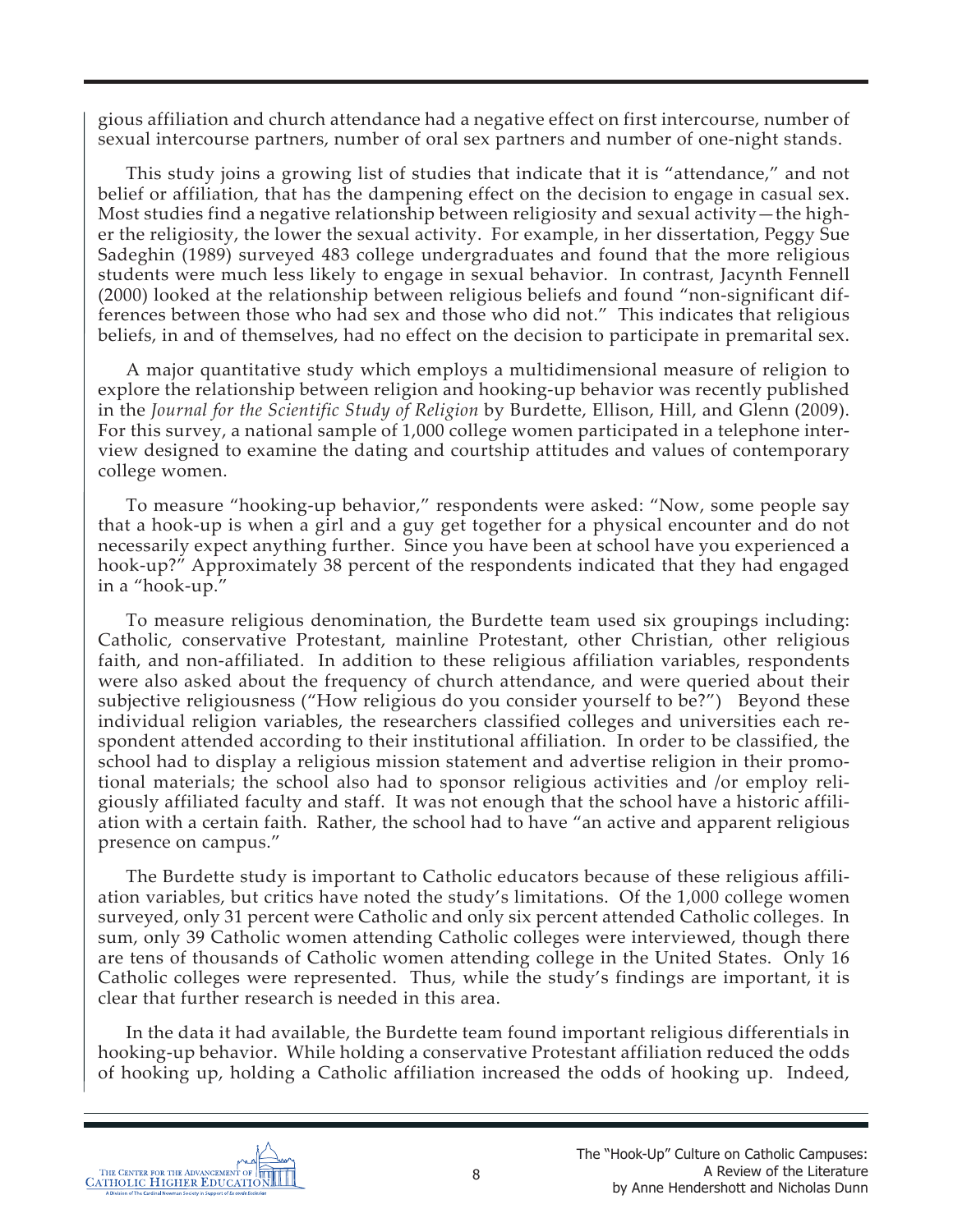gious affiliation and church attendance had a negative effect on first intercourse, number of sexual intercourse partners, number of oral sex partners and number of one-night stands.

This study joins a growing list of studies that indicate that it is "attendance," and not belief or affiliation, that has the dampening effect on the decision to engage in casual sex. Most studies find a negative relationship between religiosity and sexual activity—the higher the religiosity, the lower the sexual activity. For example, in her dissertation, Peggy Sue Sadeghin (1989) surveyed 483 college undergraduates and found that the more religious students were much less likely to engage in sexual behavior. In contrast, Jacynth Fennell (2000) looked at the relationship between religious beliefs and found "non-significant differences between those who had sex and those who did not." This indicates that religious beliefs, in and of themselves, had no effect on the decision to participate in premarital sex.

A major quantitative study which employs a multidimensional measure of religion to explore the relationship between religion and hooking-up behavior was recently published in the *Journal for the Scientific Study of Religion* by Burdette, Ellison, Hill, and Glenn (2009). For this survey, a national sample of 1,000 college women participated in a telephone interview designed to examine the dating and courtship attitudes and values of contemporary college women.

To measure "hooking-up behavior," respondents were asked: "Now, some people say that a hook-up is when a girl and a guy get together for a physical encounter and do not necessarily expect anything further. Since you have been at school have you experienced a hook-up?" Approximately 38 percent of the respondents indicated that they had engaged in a "hook-up."

To measure religious denomination, the Burdette team used six groupings including: Catholic, conservative Protestant, mainline Protestant, other Christian, other religious faith, and non-affiliated. In addition to these religious affiliation variables, respondents were also asked about the frequency of church attendance, and were queried about their subjective religiousness ("How religious do you consider yourself to be?") Beyond these individual religion variables, the researchers classified colleges and universities each respondent attended according to their institutional affiliation. In order to be classified, the school had to display a religious mission statement and advertise religion in their promotional materials; the school also had to sponsor religious activities and /or employ religiously affiliated faculty and staff. It was not enough that the school have a historic affiliation with a certain faith. Rather, the school had to have "an active and apparent religious presence on campus."

The Burdette study is important to Catholic educators because of these religious affiliation variables, but critics have noted the study's limitations. Of the 1,000 college women surveyed, only 31 percent were Catholic and only six percent attended Catholic colleges. In sum, only 39 Catholic women attending Catholic colleges were interviewed, though there are tens of thousands of Catholic women attending college in the United States. Only 16 Catholic colleges were represented. Thus, while the study's findings are important, it is clear that further research is needed in this area.

In the data it had available, the Burdette team found important religious differentials in hooking-up behavior. While holding a conservative Protestant affiliation reduced the odds of hooking up, holding a Catholic affiliation increased the odds of hooking up. Indeed,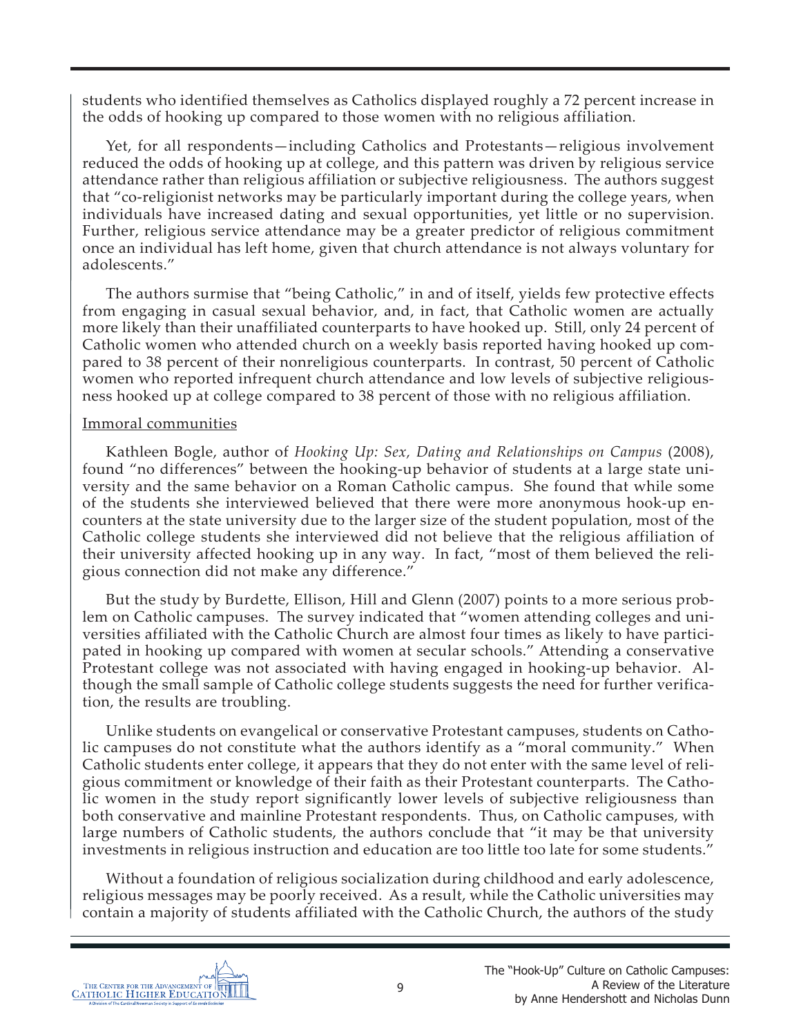students who identified themselves as Catholics displayed roughly a 72 percent increase in the odds of hooking up compared to those women with no religious affiliation.

Yet, for all respondents—including Catholics and Protestants—religious involvement reduced the odds of hooking up at college, and this pattern was driven by religious service attendance rather than religious affiliation or subjective religiousness. The authors suggest that "co-religionist networks may be particularly important during the college years, when individuals have increased dating and sexual opportunities, yet little or no supervision. Further, religious service attendance may be a greater predictor of religious commitment once an individual has left home, given that church attendance is not always voluntary for adolescents."

The authors surmise that "being Catholic," in and of itself, yields few protective effects from engaging in casual sexual behavior, and, in fact, that Catholic women are actually more likely than their unaffiliated counterparts to have hooked up. Still, only 24 percent of Catholic women who attended church on a weekly basis reported having hooked up compared to 38 percent of their nonreligious counterparts. In contrast, 50 percent of Catholic women who reported infrequent church attendance and low levels of subjective religiousness hooked up at college compared to 38 percent of those with no religious affiliation.

<u>Immoral communities</u>

Kathleen Bogle, author of *Hooking Up: Sex, Dating and Relationships on Campus* (2008), found "no differences" between the hooking-up behavior of students at a large state university and the same behavior on a Roman Catholic campus. She found that while some of the students she interviewed believed that there were more anonymous hook-up encounters at the state university due to the larger size of the student population, most of the Catholic college students she interviewed did not believe that the religious affiliation of their university affected hooking up in any way. In fact, "most of them believed the religious connection did not make any difference."

But the study by Burdette, Ellison, Hill and Glenn (2007) points to a more serious problem on Catholic campuses. The survey indicated that "women attending colleges and universities affiliated with the Catholic Church are almost four times as likely to have participated in hooking up compared with women at secular schools." Attending a conservative Protestant college was not associated with having engaged in hooking-up behavior. Although the small sample of Catholic college students suggests the need for further verification, the results are troubling.

Unlike students on evangelical or conservative Protestant campuses, students on Catholic campuses do not constitute what the authors identify as a "moral community." When Catholic students enter college, it appears that they do not enter with the same level of religious commitment or knowledge of their faith as their Protestant counterparts. The Catholic women in the study report significantly lower levels of subjective religiousness than both conservative and mainline Protestant respondents. Thus, on Catholic campuses, with large numbers of Catholic students, the authors conclude that "it may be that university investments in religious instruction and education are too little too late for some students."

Without a foundation of religious socialization during childhood and early adolescence, religious messages may be poorly received. As a result, while the Catholic universities may contain a majority of students affiliated with the Catholic Church, the authors of the study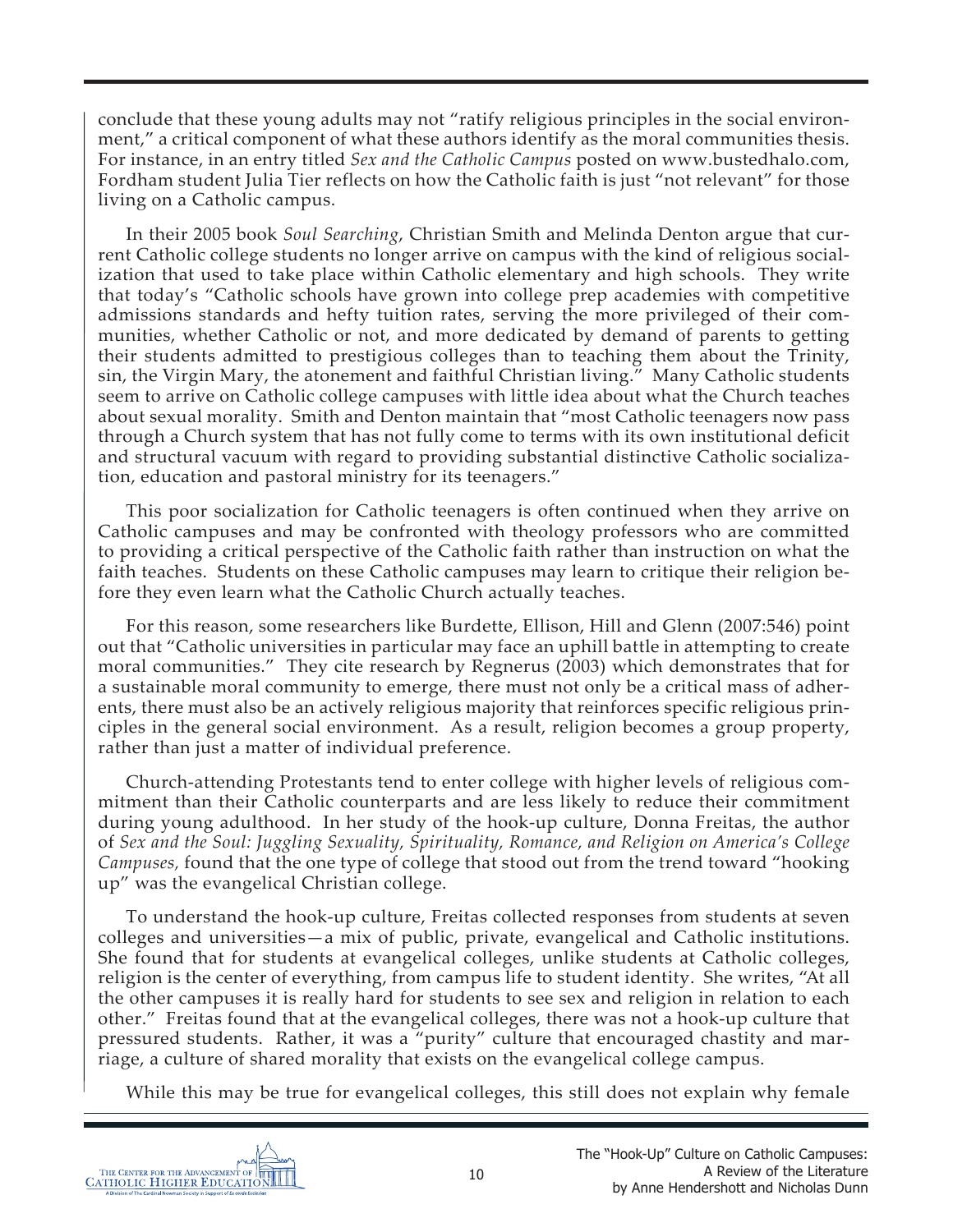conclude that these young adults may not "ratify religious principles in the social environment," a critical component of what these authors identify as the moral communities thesis. For instance, in an entry titled *Sex and the Catholic Campus* posted on www.bustedhalo.com, Fordham student Julia Tier reflects on how the Catholic faith is just "not relevant" for those living on a Catholic campus.

In their 2005 book *Soul Searching*, Christian Smith and Melinda Denton argue that current Catholic college students no longer arrive on campus with the kind of religious socialization that used to take place within Catholic elementary and high schools. They write that today's "Catholic schools have grown into college prep academies with competitive admissions standards and hefty tuition rates, serving the more privileged of their communities, whether Catholic or not, and more dedicated by demand of parents to getting their students admitted to prestigious colleges than to teaching them about the Trinity, sin, the Virgin Mary, the atonement and faithful Christian living." Many Catholic students seem to arrive on Catholic college campuses with little idea about what the Church teaches about sexual morality. Smith and Denton maintain that "most Catholic teenagers now pass through a Church system that has not fully come to terms with its own institutional deficit and structural vacuum with regard to providing substantial distinctive Catholic socialization, education and pastoral ministry for its teenagers."

This poor socialization for Catholic teenagers is often continued when they arrive on Catholic campuses and may be confronted with theology professors who are committed to providing a critical perspective of the Catholic faith rather than instruction on what the faith teaches. Students on these Catholic campuses may learn to critique their religion before they even learn what the Catholic Church actually teaches.

For this reason, some researchers like Burdette, Ellison, Hill and Glenn (2007:546) point out that "Catholic universities in particular may face an uphill battle in attempting to create moral communities." They cite research by Regnerus (2003) which demonstrates that for a sustainable moral community to emerge, there must not only be a critical mass of adherents, there must also be an actively religious majority that reinforces specific religious principles in the general social environment. As a result, religion becomes a group property, rather than just a matter of individual preference.

Church-attending Protestants tend to enter college with higher levels of religious commitment than their Catholic counterparts and are less likely to reduce their commitment during young adulthood. In her study of the hook-up culture, Donna Freitas, the author of *Sex and the Soul: Juggling Sexuality, Spirituality, Romance, and Religion on America's College Campuses,* found that the one type of college that stood out from the trend toward "hooking up" was the evangelical Christian college.

To understand the hook-up culture, Freitas collected responses from students at seven colleges and universities—a mix of public, private, evangelical and Catholic institutions. She found that for students at evangelical colleges, unlike students at Catholic colleges, religion is the center of everything, from campus life to student identity. She writes, "At all the other campuses it is really hard for students to see sex and religion in relation to each other." Freitas found that at the evangelical colleges, there was not a hook-up culture that pressured students. Rather, it was a "purity" culture that encouraged chastity and marriage, a culture of shared morality that exists on the evangelical college campus.

While this may be true for evangelical colleges, this still does not explain why female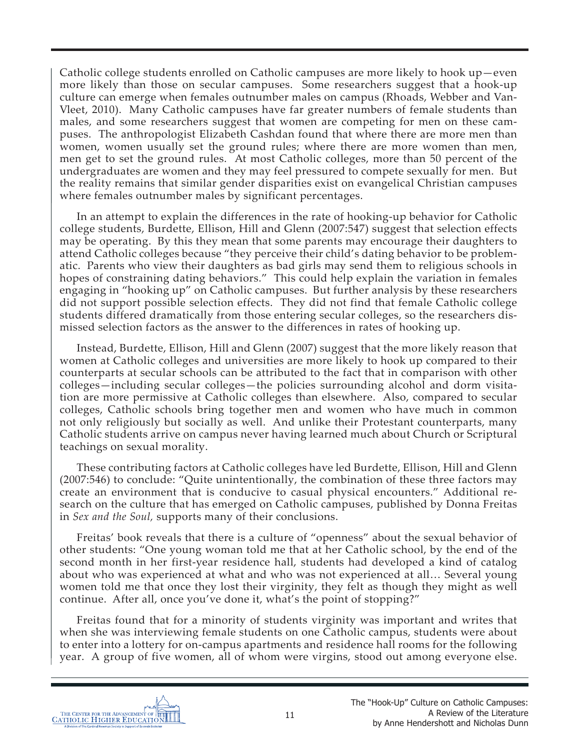Catholic college students enrolled on Catholic campuses are more likely to hook up—even more likely than those on secular campuses. Some researchers suggest that a hook-up culture can emerge when females outnumber males on campus (Rhoads, Webber and Van-Vleet, 2010). Many Catholic campuses have far greater numbers of female students than males, and some researchers suggest that women are competing for men on these campuses. The anthropologist Elizabeth Cashdan found that where there are more men than women, women usually set the ground rules; where there are more women than men, men get to set the ground rules. At most Catholic colleges, more than 50 percent of the undergraduates are women and they may feel pressured to compete sexually for men. But the reality remains that similar gender disparities exist on evangelical Christian campuses where females outnumber males by significant percentages.

In an attempt to explain the differences in the rate of hooking-up behavior for Catholic college students, Burdette, Ellison, Hill and Glenn (2007:547) suggest that selection effects may be operating. By this they mean that some parents may encourage their daughters to attend Catholic colleges because "they perceive their child's dating behavior to be problematic. Parents who view their daughters as bad girls may send them to religious schools in hopes of constraining dating behaviors." This could help explain the variation in females engaging in "hooking up" on Catholic campuses. But further analysis by these researchers did not support possible selection effects. They did not find that female Catholic college students differed dramatically from those entering secular colleges, so the researchers dismissed selection factors as the answer to the differences in rates of hooking up.

Instead, Burdette, Ellison, Hill and Glenn (2007) suggest that the more likely reason that women at Catholic colleges and universities are more likely to hook up compared to their counterparts at secular schools can be attributed to the fact that in comparison with other colleges—including secular colleges—the policies surrounding alcohol and dorm visitation are more permissive at Catholic colleges than elsewhere. Also, compared to secular colleges, Catholic schools bring together men and women who have much in common not only religiously but socially as well. And unlike their Protestant counterparts, many Catholic students arrive on campus never having learned much about Church or Scriptural teachings on sexual morality.

These contributing factors at Catholic colleges have led Burdette, Ellison, Hill and Glenn (2007:546) to conclude: "Quite unintentionally, the combination of these three factors may create an environment that is conducive to casual physical encounters." Additional research on the culture that has emerged on Catholic campuses, published by Donna Freitas in *Sex and the Soul,* supports many of their conclusions.

Freitas' book reveals that there is a culture of "openness" about the sexual behavior of other students: "One young woman told me that at her Catholic school, by the end of the second month in her first-year residence hall, students had developed a kind of catalog about who was experienced at what and who was not experienced at all… Several young women told me that once they lost their virginity, they felt as though they might as well continue. After all, once you've done it, what's the point of stopping?"

Freitas found that for a minority of students virginity was important and writes that when she was interviewing female students on one Catholic campus, students were about to enter into a lottery for on-campus apartments and residence hall rooms for the following year. A group of five women, all of whom were virgins, stood out among everyone else.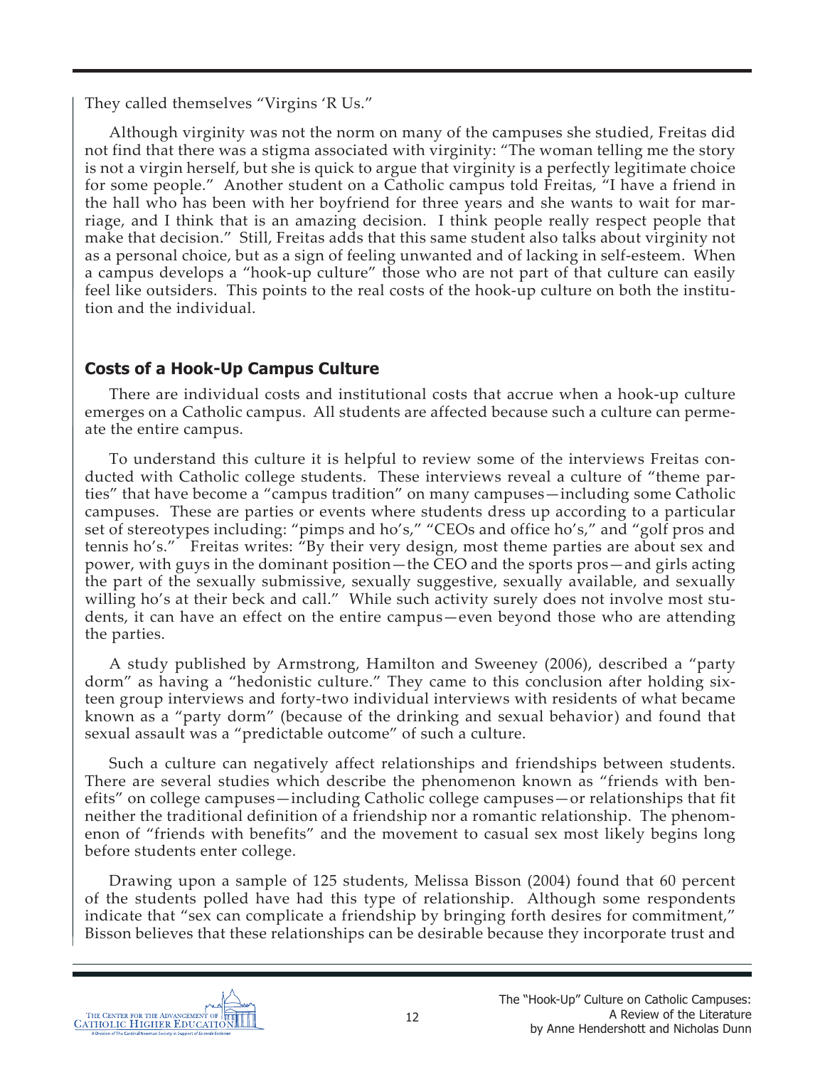They called themselves "Virgins 'R Us."

Although virginity was not the norm on many of the campuses she studied, Freitas did not find that there was a stigma associated with virginity: "The woman telling me the story is not a virgin herself, but she is quick to argue that virginity is a perfectly legitimate choice for some people." Another student on a Catholic campus told Freitas, "I have a friend in the hall who has been with her boyfriend for three years and she wants to wait for marriage, and I think that is an amazing decision. I think people really respect people that make that decision." Still, Freitas adds that this same student also talks about virginity not as a personal choice, but as a sign of feeling unwanted and of lacking in self-esteem. When a campus develops a "hook-up culture" those who are not part of that culture can easily feel like outsiders. This points to the real costs of the hook-up culture on both the institution and the individual.

## Costs of a Hook-Up Campus Culture

There are individual costs and institutional costs that accrue when a hook-up culture emerges on a Catholic campus. All students are affected because such a culture can permeate the entire campus.

To understand this culture it is helpful to review some of the interviews Freitas conducted with Catholic college students. These interviews reveal a culture of "theme parties" that have become a "campus tradition" on many campuses—including some Catholic campuses. These are parties or events where students dress up according to a particular set of stereotypes including: "pimps and ho's," "CEOs and office ho's," and "golf pros and tennis ho's." Freitas writes: "By their very design, most theme parties are about sex and power, with guys in the dominant position—the CEO and the sports pros—and girls acting the part of the sexually submissive, sexually suggestive, sexually available, and sexually willing ho's at their beck and call." While such activity surely does not involve most students, it can have an effect on the entire campus—even beyond those who are attending the parties.

A study published by Armstrong, Hamilton and Sweeney (2006), described a "party dorm" as having a "hedonistic culture." They came to this conclusion after holding sixteen group interviews and forty-two individual interviews with residents of what became known as a "party dorm" (because of the drinking and sexual behavior) and found that sexual assault was a "predictable outcome" of such a culture.

Such a culture can negatively affect relationships and friendships between students. There are several studies which describe the phenomenon known as "friends with benefits" on college campuses—including Catholic college campuses—or relationships that fit neither the traditional definition of a friendship nor a romantic relationship. The phenomenon of "friends with benefits" and the movement to casual sex most likely begins long before students enter college.

Drawing upon a sample of 125 students, Melissa Bisson (2004) found that 60 percent of the students polled have had this type of relationship. Although some respondents indicate that "sex can complicate a friendship by bringing forth desires for commitment," Bisson believes that these relationships can be desirable because they incorporate trust and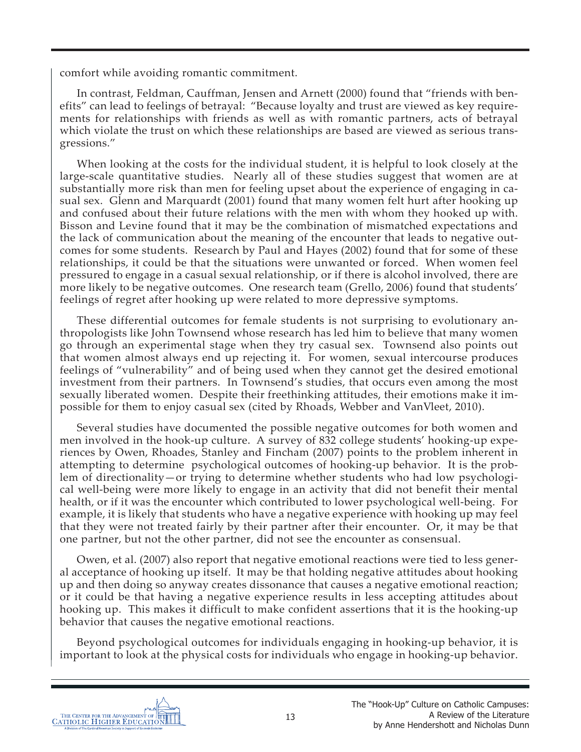comfort while avoiding romantic commitment.

In contrast, Feldman, Cauffman, Jensen and Arnett (2000) found that "friends with benefits" can lead to feelings of betrayal: "Because loyalty and trust are viewed as key requirements for relationships with friends as well as with romantic partners, acts of betrayal which violate the trust on which these relationships are based are viewed as serious transgressions."

When looking at the costs for the individual student, it is helpful to look closely at the large-scale quantitative studies. Nearly all of these studies suggest that women are at substantially more risk than men for feeling upset about the experience of engaging in casual sex. Glenn and Marquardt (2001) found that many women felt hurt after hooking up and confused about their future relations with the men with whom they hooked up with. Bisson and Levine found that it may be the combination of mismatched expectations and the lack of communication about the meaning of the encounter that leads to negative outcomes for some students. Research by Paul and Hayes (2002) found that for some of these relationships, it could be that the situations were unwanted or forced. When women feel pressured to engage in a casual sexual relationship, or if there is alcohol involved, there are more likely to be negative outcomes. One research team (Grello, 2006) found that students' feelings of regret after hooking up were related to more depressive symptoms.

These differential outcomes for female students is not surprising to evolutionary anthropologists like John Townsend whose research has led him to believe that many women go through an experimental stage when they try casual sex. Townsend also points out that women almost always end up rejecting it. For women, sexual intercourse produces feelings of "vulnerability" and of being used when they cannot get the desired emotional investment from their partners. In Townsend's studies, that occurs even among the most sexually liberated women. Despite their freethinking attitudes, their emotions make it impossible for them to enjoy casual sex (cited by Rhoads, Webber and VanVleet, 2010).

Several studies have documented the possible negative outcomes for both women and men involved in the hook-up culture. A survey of 832 college students' hooking-up experiences by Owen, Rhoades, Stanley and Fincham (2007) points to the problem inherent in attempting to determine psychological outcomes of hooking-up behavior. It is the problem of directionality—or trying to determine whether students who had low psychological well-being were more likely to engage in an activity that did not benefit their mental health, or if it was the encounter which contributed to lower psychological well-being. For example, it is likely that students who have a negative experience with hooking up may feel that they were not treated fairly by their partner after their encounter. Or, it may be that one partner, but not the other partner, did not see the encounter as consensual.

Owen, et al. (2007) also report that negative emotional reactions were tied to less general acceptance of hooking up itself. It may be that holding negative attitudes about hooking up and then doing so anyway creates dissonance that causes a negative emotional reaction; or it could be that having a negative experience results in less accepting attitudes about hooking up. This makes it difficult to make confident assertions that it is the hooking-up behavior that causes the negative emotional reactions.

Beyond psychological outcomes for individuals engaging in hooking-up behavior, it is important to look at the physical costs for individuals who engage in hooking-up behavior.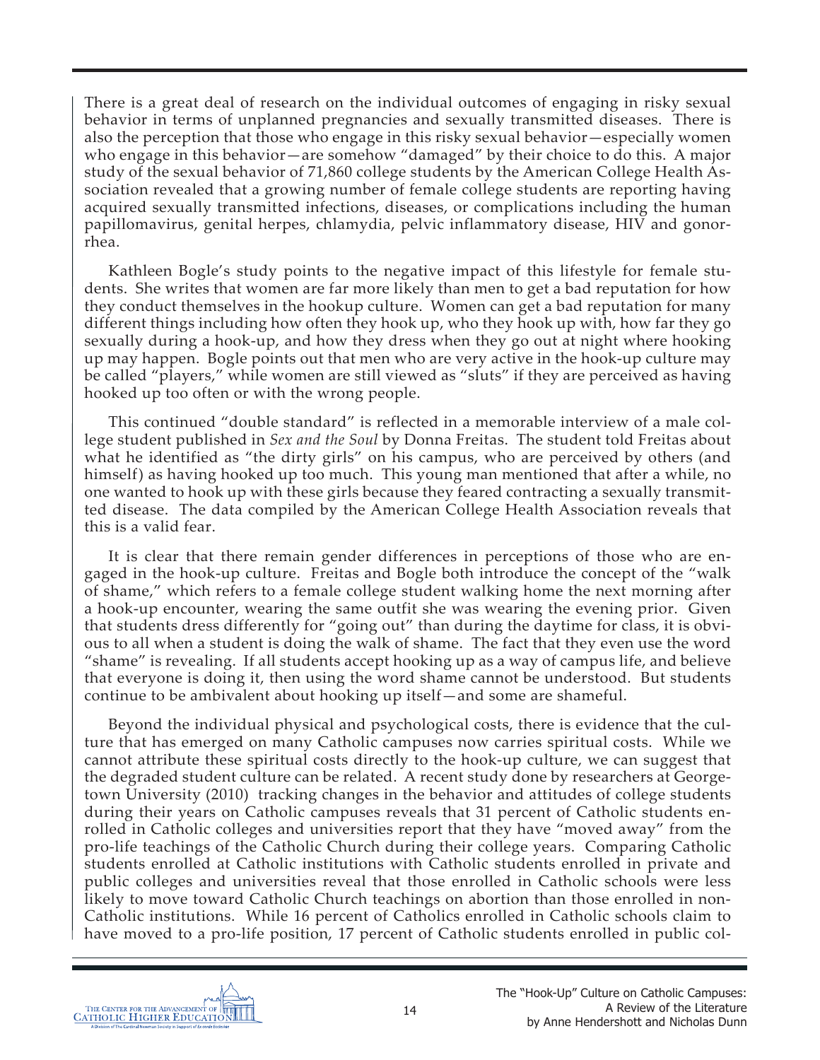There is a great deal of research on the individual outcomes of engaging in risky sexual behavior in terms of unplanned pregnancies and sexually transmitted diseases. There is also the perception that those who engage in this risky sexual behavior—especially women who engage in this behavior—are somehow "damaged" by their choice to do this. A major study of the sexual behavior of 71,860 college students by the American College Health Association revealed that a growing number of female college students are reporting having acquired sexually transmitted infections, diseases, or complications including the human papillomavirus, genital herpes, chlamydia, pelvic inflammatory disease, HIV and gonorrhea.

Kathleen Bogle's study points to the negative impact of this lifestyle for female students. She writes that women are far more likely than men to get a bad reputation for how they conduct themselves in the hookup culture. Women can get a bad reputation for many different things including how often they hook up, who they hook up with, how far they go sexually during a hook-up, and how they dress when they go out at night where hooking up may happen. Bogle points out that men who are very active in the hook-up culture may be called "players," while women are still viewed as "sluts" if they are perceived as having hooked up too often or with the wrong people.

This continued "double standard" is reflected in a memorable interview of a male college student published in *Sex and the Soul* by Donna Freitas. The student told Freitas about what he identified as "the dirty girls" on his campus, who are perceived by others (and himself) as having hooked up too much. This young man mentioned that after a while, no one wanted to hook up with these girls because they feared contracting a sexually transmitted disease. The data compiled by the American College Health Association reveals that this is a valid fear.

It is clear that there remain gender differences in perceptions of those who are engaged in the hook-up culture. Freitas and Bogle both introduce the concept of the "walk of shame," which refers to a female college student walking home the next morning after a hook-up encounter, wearing the same outfit she was wearing the evening prior. Given that students dress differently for "going out" than during the daytime for class, it is obvious to all when a student is doing the walk of shame. The fact that they even use the word "shame" is revealing. If all students accept hooking up as a way of campus life, and believe that everyone is doing it, then using the word shame cannot be understood. But students continue to be ambivalent about hooking up itself—and some are shameful.

Beyond the individual physical and psychological costs, there is evidence that the culture that has emerged on many Catholic campuses now carries spiritual costs. While we cannot attribute these spiritual costs directly to the hook-up culture, we can suggest that the degraded student culture can be related. A recent study done by researchers at Georgetown University (2010) tracking changes in the behavior and attitudes of college students during their years on Catholic campuses reveals that 31 percent of Catholic students enrolled in Catholic colleges and universities report that they have "moved away" from the pro-life teachings of the Catholic Church during their college years. Comparing Catholic students enrolled at Catholic institutions with Catholic students enrolled in private and public colleges and universities reveal that those enrolled in Catholic schools were less likely to move toward Catholic Church teachings on abortion than those enrolled in non-Catholic institutions. While 16 percent of Catholics enrolled in Catholic schools claim to have moved to a pro-life position, 17 percent of Catholic students enrolled in public col-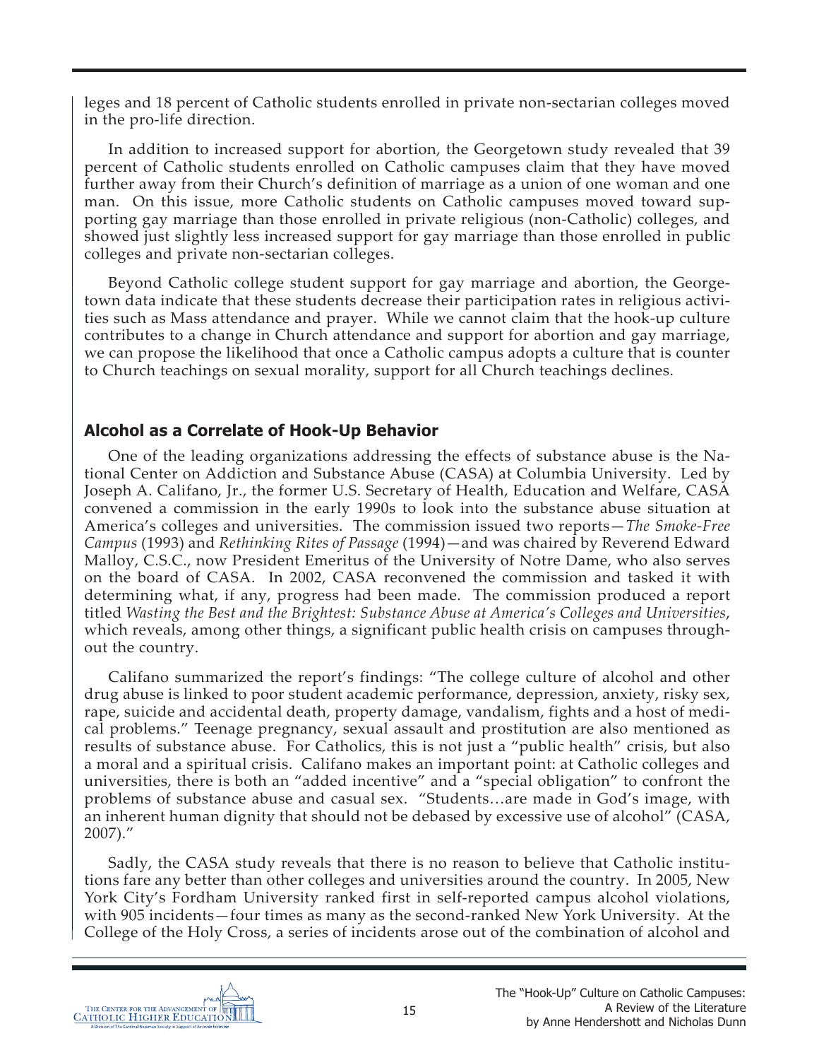leges and 18 percent of Catholic students enrolled in private non-sectarian colleges moved in the pro-life direction.

In addition to increased support for abortion, the Georgetown study revealed that 39 percent of Catholic students enrolled on Catholic campuses claim that they have moved further away from their Church's definition of marriage as a union of one woman and one man. On this issue, more Catholic students on Catholic campuses moved toward supporting gay marriage than those enrolled in private religious (non-Catholic) colleges, and showed just slightly less increased support for gay marriage than those enrolled in public colleges and private non-sectarian colleges.

Beyond Catholic college student support for gay marriage and abortion, the Georgetown data indicate that these students decrease their participation rates in religious activities such as Mass attendance and prayer. While we cannot claim that the hook-up culture contributes to a change in Church attendance and support for abortion and gay marriage, we can propose the likelihood that once a Catholic campus adopts a culture that is counter to Church teachings on sexual morality, support for all Church teachings declines.

## Alcohol as a Correlate of Hook-Up Behavior

One of the leading organizations addressing the effects of substance abuse is the National Center on Addiction and Substance Abuse (CASA) at Columbia University. Led by Joseph A. Califano, Jr., the former U.S. Secretary of Health, Education and Welfare, CASA convened a commission in the early 1990s to look into the substance abuse situation at America's colleges and universities. The commission issued two reports—*The Smoke-Free Campus* (1993) and *Rethinking Rites of Passage* (1994)—and was chaired by Reverend Edward Malloy, C.S.C., now President Emeritus of the University of Notre Dame, who also serves on the board of CASA. In 2002, CASA reconvened the commission and tasked it with determining what, if any, progress had been made. The commission produced a report titled *Wasting the Best and the Brightest: Substance Abuse at America's Colleges and Universities*, which reveals, among other things, a significant public health crisis on campuses throughout the country.

Califano summarized the report's findings: "The college culture of alcohol and other drug abuse is linked to poor student academic performance, depression, anxiety, risky sex, rape, suicide and accidental death, property damage, vandalism, fights and a host of medical problems." Teenage pregnancy, sexual assault and prostitution are also mentioned as results of substance abuse. For Catholics, this is not just a "public health" crisis, but also a moral and a spiritual crisis. Califano makes an important point: at Catholic colleges and universities, there is both an "added incentive" and a "special obligation" to confront the problems of substance abuse and casual sex. "Students…are made in God's image, with an inherent human dignity that should not be debased by excessive use of alcohol" (CASA, 2007)."

Sadly, the CASA study reveals that there is no reason to believe that Catholic institutions fare any better than other colleges and universities around the country. In 2005, New York City's Fordham University ranked first in self-reported campus alcohol violations, with 905 incidents—four times as many as the second-ranked New York University. At the College of the Holy Cross, a series of incidents arose out of the combination of alcohol and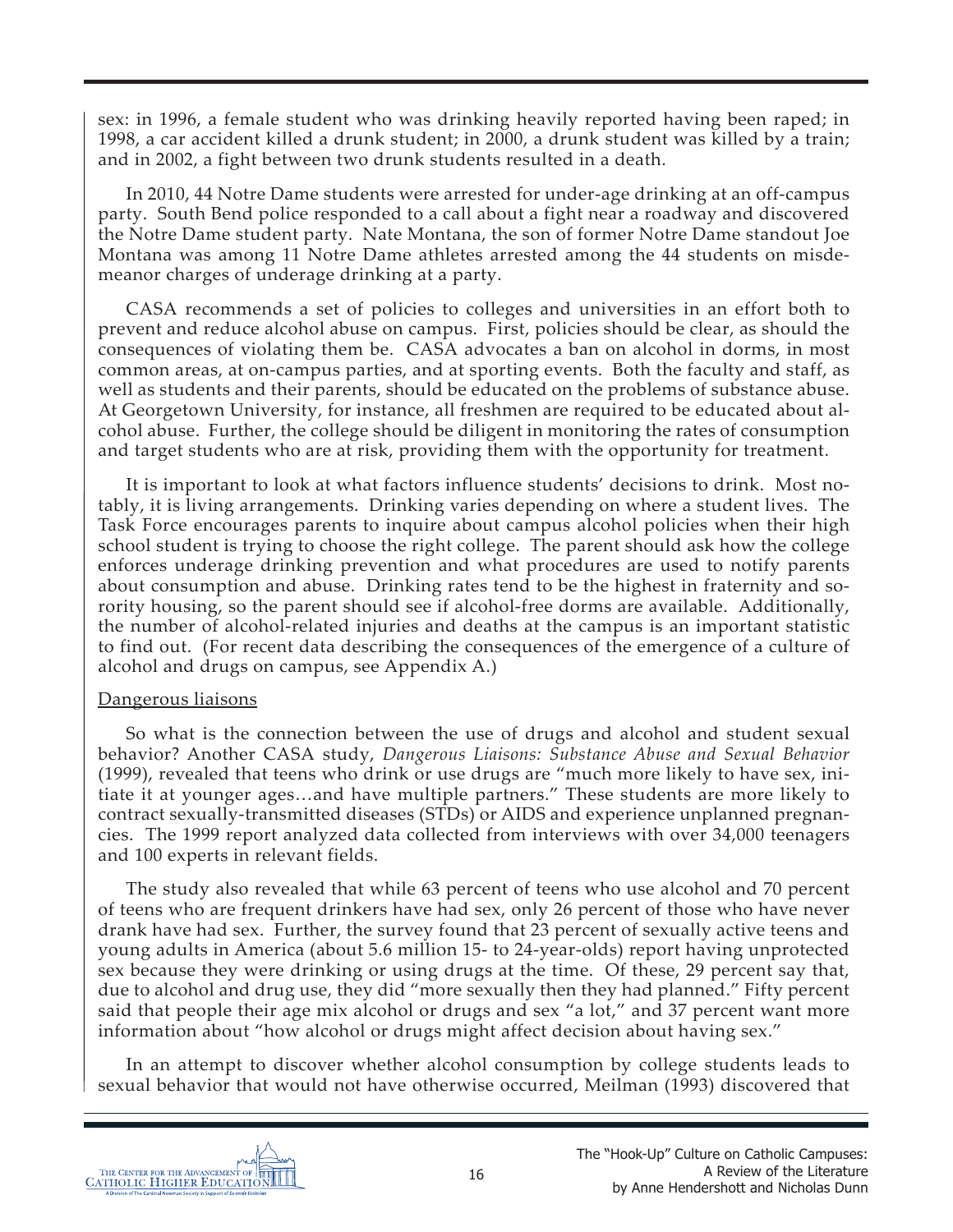sex: in 1996, a female student who was drinking heavily reported having been raped; in 1998, a car accident killed a drunk student; in 2000, a drunk student was killed by a train; and in 2002, a fight between two drunk students resulted in a death.

In 2010, 44 Notre Dame students were arrested for under-age drinking at an off-campus party. South Bend police responded to a call about a fight near a roadway and discovered the Notre Dame student party. Nate Montana, the son of former Notre Dame standout Joe Montana was among 11 Notre Dame athletes arrested among the 44 students on misdemeanor charges of underage drinking at a party.

CASA recommends a set of policies to colleges and universities in an effort both to prevent and reduce alcohol abuse on campus. First, policies should be clear, as should the consequences of violating them be. CASA advocates a ban on alcohol in dorms, in most common areas, at on-campus parties, and at sporting events. Both the faculty and staff, as well as students and their parents, should be educated on the problems of substance abuse. At Georgetown University, for instance, all freshmen are required to be educated about alcohol abuse. Further, the college should be diligent in monitoring the rates of consumption and target students who are at risk, providing them with the opportunity for treatment.

It is important to look at what factors influence students' decisions to drink. Most notably, it is living arrangements. Drinking varies depending on where a student lives. The Task Force encourages parents to inquire about campus alcohol policies when their high school student is trying to choose the right college. The parent should ask how the college enforces underage drinking prevention and what procedures are used to notify parents about consumption and abuse. Drinking rates tend to be the highest in fraternity and sorority housing, so the parent should see if alcohol-free dorms are available. Additionally, the number of alcohol-related injuries and deaths at the campus is an important statistic to find out. (For recent data describing the consequences of the emergence of a culture of alcohol and drugs on campus, see Appendix A.)

## Dangerous liaisons

So what is the connection between the use of drugs and alcohol and student sexual behavior? Another CASA study, *Dangerous Liaisons: Substance Abuse and Sexual Behavior* (1999), revealed that teens who drink or use drugs are "much more likely to have sex, initiate it at younger ages…and have multiple partners." These students are more likely to contract sexually-transmitted diseases (STDs) or AIDS and experience unplanned pregnancies. The 1999 report analyzed data collected from interviews with over 34,000 teenagers and 100 experts in relevant fields.

The study also revealed that while 63 percent of teens who use alcohol and 70 percent of teens who are frequent drinkers have had sex, only 26 percent of those who have never drank have had sex. Further, the survey found that 23 percent of sexually active teens and young adults in America (about 5.6 million 15- to 24-year-olds) report having unprotected sex because they were drinking or using drugs at the time. Of these, 29 percent say that, due to alcohol and drug use, they did "more sexually then they had planned." Fifty percent said that people their age mix alcohol or drugs and sex "a lot," and 37 percent want more information about "how alcohol or drugs might affect decision about having sex."

In an attempt to discover whether alcohol consumption by college students leads to sexual behavior that would not have otherwise occurred, Meilman (1993) discovered that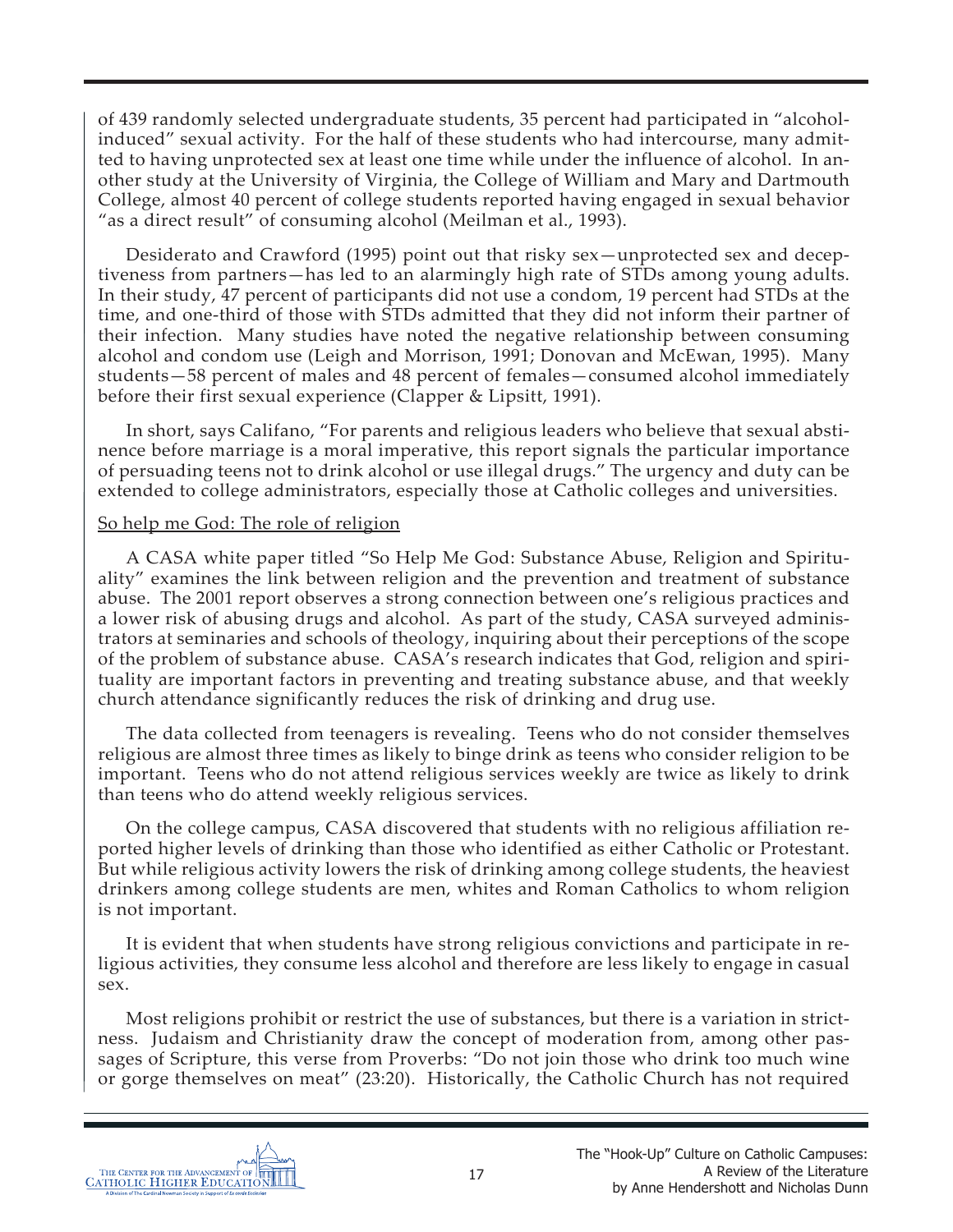of 439 randomly selected undergraduate students, 35 percent had participated in "alcohol-induced" sexual activity. For the half of these students who had intercourse, many admitted to having unprotected sex at least one time while under the influence of alcohol. In another study at the University of Virginia, the College of William and Mary and Dartmouth College, almost 40 percent of college students reported having engaged in sexual behavior "as a direct result" of consuming alcohol (Meilman et al., 1993).

Desiderato and Crawford (1995) point out that risky sex—unprotected sex and deceptiveness from partners—has led to an alarmingly high rate of STDs among young adults. In their study, 47 percent of participants did not use a condom, 19 percent had STDs at the time, and one-third of those with STDs admitted that they did not inform their partner of their infection. Many studies have noted the negative relationship between consuming alcohol and condom use (Leigh and Morrison, 1991; Donovan and McEwan, 1995). Many students—58 percent of males and 48 percent of females—consumed alcohol immediately before their first sexual experience (Clapper & Lipsitt, 1991).

In short, says Califano, "For parents and religious leaders who believe that sexual abstinence before marriage is a moral imperative, this report signals the particular importance of persuading teens not to drink alcohol or use illegal drugs." The urgency and duty can be extended to college administrators, especially those at Catholic colleges and universities.

So help me God: The role of religion

A CASA white paper titled "So Help Me God: Substance Abuse, Religion and Spirituality" examines the link between religion and the prevention and treatment of substance abuse. The 2001 report observes a strong connection between one's religious practices and a lower risk of abusing drugs and alcohol. As part of the study, CASA surveyed administrators at seminaries and schools of theology, inquiring about their perceptions of the scope of the problem of substance abuse. CASA's research indicates that God, religion and spirituality are important factors in preventing and treating substance abuse, and that weekly church attendance significantly reduces the risk of drinking and drug use.

The data collected from teenagers is revealing. Teens who do not consider themselves religious are almost three times as likely to binge drink as teens who consider religion to be important. Teens who do not attend religious services weekly are twice as likely to drink than teens who do attend weekly religious services.

On the college campus, CASA discovered that students with no religious affiliation reported higher levels of drinking than those who identified as either Catholic or Protestant. But while religious activity lowers the risk of drinking among college students, the heaviest drinkers among college students are men, whites and Roman Catholics to whom religion is not important.

It is evident that when students have strong religious convictions and participate in religious activities, they consume less alcohol and therefore are less likely to engage in casual sex.

Most religions prohibit or restrict the use of substances, but there is a variation in strictness. Judaism and Christianity draw the concept of moderation from, among other passages of Scripture, this verse from Proverbs: "Do not join those who drink too much wine or gorge themselves on meat" (23:20). Historically, the Catholic Church has not required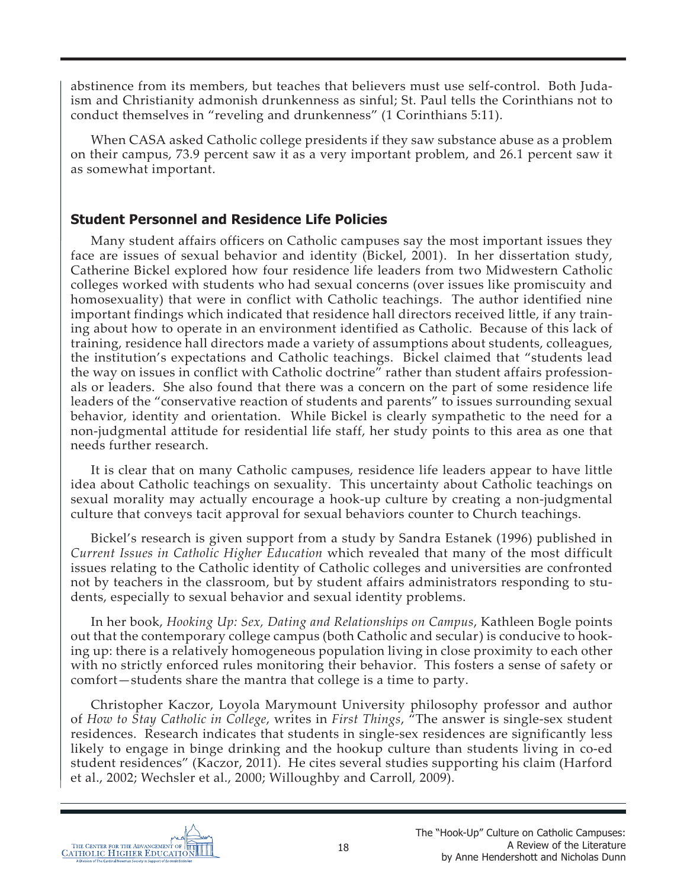abstinence from its members, but teaches that believers must use self-control. Both Judaism and Christianity admonish drunkenness as sinful; St. Paul tells the Corinthians not to conduct themselves in "reveling and drunkenness" (1 Corinthians 5:11).

When CASA asked Catholic college presidents if they saw substance abuse as a problem on their campus, 73.9 percent saw it as a very important problem, and 26.1 percent saw it as somewhat important.

## Student Personnel and Residence Life Policies

Many student affairs officers on Catholic campuses say the most important issues they face are issues of sexual behavior and identity (Bickel, 2001). In her dissertation study, Catherine Bickel explored how four residence life leaders from two Midwestern Catholic colleges worked with students who had sexual concerns (over issues like promiscuity and homosexuality) that were in conflict with Catholic teachings. The author identified nine important findings which indicated that residence hall directors received little, if any training about how to operate in an environment identified as Catholic. Because of this lack of training, residence hall directors made a variety of assumptions about students, colleagues, the institution's expectations and Catholic teachings. Bickel claimed that "students lead the way on issues in conflict with Catholic doctrine" rather than student affairs professionals or leaders. She also found that there was a concern on the part of some residence life leaders of the "conservative reaction of students and parents" to issues surrounding sexual behavior, identity and orientation. While Bickel is clearly sympathetic to the need for a non-judgmental attitude for residential life staff, her study points to this area as one that needs further research.

It is clear that on many Catholic campuses, residence life leaders appear to have little idea about Catholic teachings on sexuality. This uncertainty about Catholic teachings on sexual morality may actually encourage a hook-up culture by creating a non-judgmental culture that conveys tacit approval for sexual behaviors counter to Church teachings.

Bickel's research is given support from a study by Sandra Estanek (1996) published in *Current Issues in Catholic Higher Education* which revealed that many of the most difficult issues relating to the Catholic identity of Catholic colleges and universities are confronted not by teachers in the classroom, but by student affairs administrators responding to students, especially to sexual behavior and sexual identity problems.

In her book, *Hooking Up: Sex, Dating and Relationships on Campus*, Kathleen Bogle points out that the contemporary college campus (both Catholic and secular) is conducive to hooking up: there is a relatively homogeneous population living in close proximity to each other with no strictly enforced rules monitoring their behavior. This fosters a sense of safety or comfort—students share the mantra that college is a time to party.

Christopher Kaczor, Loyola Marymount University philosophy professor and author of *How to Stay Catholic in College*, writes in *First Things*, "The answer is single-sex student residences. Research indicates that students in single-sex residences are significantly less likely to engage in binge drinking and the hookup culture than students living in co-ed student residences" (Kaczor, 2011). He cites several studies supporting his claim (Harford et al., 2002; Wechsler et al., 2000; Willoughby and Carroll, 2009).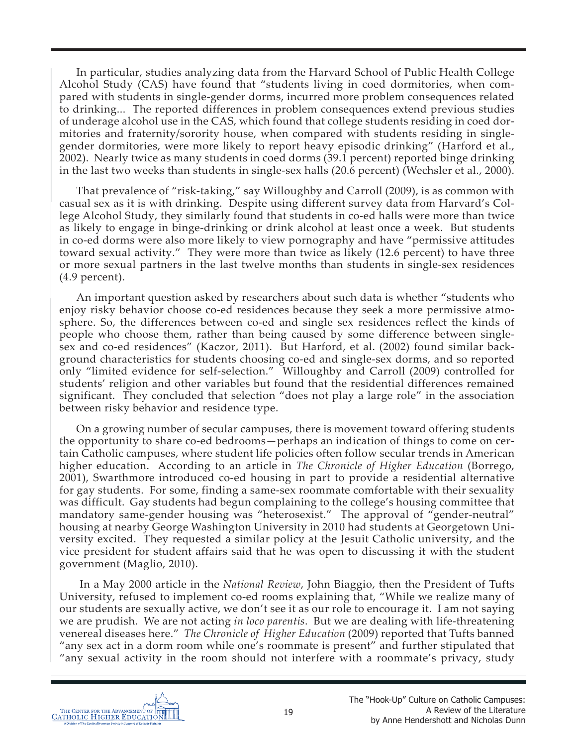In particular, studies analyzing data from the Harvard School of Public Health College Alcohol Study (CAS) have found that "students living in coed dormitories, when compared with students in single-gender dorms, incurred more problem consequences related to drinking... The reported differences in problem consequences extend previous studies of underage alcohol use in the CAS, which found that college students residing in coed dormitories and fraternity/sorority house, when compared with students residing in single-gender dormitories, were more likely to report heavy episodic drinking" (Harford et al., 2002). Nearly twice as many students in coed dorms (39.1 percent) reported binge drinking in the last two weeks than students in single-sex halls (20.6 percent) (Wechsler et al., 2000).

That prevalence of "risk-taking," say Willoughby and Carroll (2009), is as common with casual sex as it is with drinking. Despite using different survey data from Harvard's College Alcohol Study, they similarly found that students in co-ed halls were more than twice as likely to engage in binge-drinking or drink alcohol at least once a week. But students in co-ed dorms were also more likely to view pornography and have "permissive attitudes toward sexual activity." They were more than twice as likely (12.6 percent) to have three or more sexual partners in the last twelve months than students in single-sex residences (4.9 percent).

An important question asked by researchers about such data is whether "students who enjoy risky behavior choose co-ed residences because they seek a more permissive atmosphere. So, the differences between co-ed and single sex residences reflect the kinds of people who choose them, rather than being caused by some difference between single-sex and co-ed residences" (Kaczor, 2011). But Harford, et al. (2002) found similar background characteristics for students choosing co-ed and single-sex dorms, and so reported only "limited evidence for self-selection." Willoughby and Carroll (2009) controlled for students' religion and other variables but found that the residential differences remained significant. They concluded that selection "does not play a large role" in the association between risky behavior and residence type.

On a growing number of secular campuses, there is movement toward offering students the opportunity to share co-ed bedrooms—perhaps an indication of things to come on certain Catholic campuses, where student life policies often follow secular trends in American higher education. According to an article in *The Chronicle of Higher Education* (Borrego, 2001), Swarthmore introduced co-ed housing in part to provide a residential alternative for gay students. For some, finding a same-sex roommate comfortable with their sexuality was difficult. Gay students had begun complaining to the college's housing committee that mandatory same-gender housing was "heterosexist." The approval of "gender-neutral" housing at nearby George Washington University in 2010 had students at Georgetown University excited. They requested a similar policy at the Jesuit Catholic university, and the vice president for student affairs said that he was open to discussing it with the student government (Maglio, 2010).

In a May 2000 article in the *National Review*, John Biaggio, then the President of Tufts University, refused to implement co-ed rooms explaining that, "While we realize many of our students are sexually active, we don't see it as our role to encourage it. I am not saying we are prudish. We are not acting *in loco parentis*. But we are dealing with life-threatening venereal diseases here." *The Chronicle of Higher Education* (2009) reported that Tufts banned "any sex act in a dorm room while one's roommate is present" and further stipulated that "any sexual activity in the room should not interfere with a roommate's privacy, study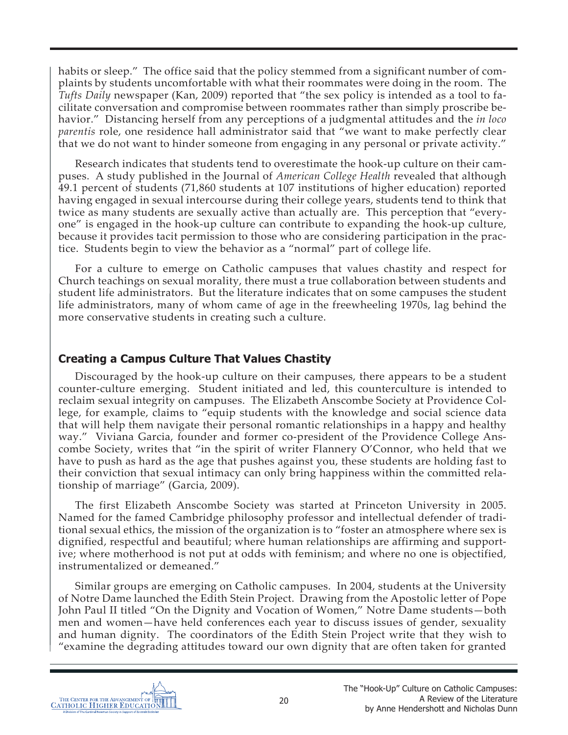habits or sleep." The office said that the policy stemmed from a significant number of complaints by students uncomfortable with what their roommates were doing in the room. The *Tufts Daily* newspaper (Kan, 2009) reported that "the sex policy is intended as a tool to facilitate conversation and compromise between roommates rather than simply proscribe behavior." Distancing herself from any perceptions of a judgmental attitudes and the *in loco parentis* role, one residence hall administrator said that "we want to make perfectly clear that we do not want to hinder someone from engaging in any personal or private activity."

Research indicates that students tend to overestimate the hook-up culture on their campuses. A study published in the Journal of *American College Health* revealed that although 49.1 percent of students (71,860 students at 107 institutions of higher education) reported having engaged in sexual intercourse during their college years, students tend to think that twice as many students are sexually active than actually are. This perception that "everyone" is engaged in the hook-up culture can contribute to expanding the hook-up culture, because it provides tacit permission to those who are considering participation in the practice. Students begin to view the behavior as a "normal" part of college life.

For a culture to emerge on Catholic campuses that values chastity and respect for Church teachings on sexual morality, there must a true collaboration between students and student life administrators. But the literature indicates that on some campuses the student life administrators, many of whom came of age in the freewheeling 1970s, lag behind the more conservative students in creating such a culture.

## Creating a Campus Culture That Values Chastity

Discouraged by the hook-up culture on their campuses, there appears to be a student counter-culture emerging. Student initiated and led, this counterculture is intended to reclaim sexual integrity on campuses. The Elizabeth Anscombe Society at Providence College, for example, claims to "equip students with the knowledge and social science data that will help them navigate their personal romantic relationships in a happy and healthy way." Viviana Garcia, founder and former co-president of the Providence College Anscombe Society, writes that "in the spirit of writer Flannery O'Connor, who held that we have to push as hard as the age that pushes against you, these students are holding fast to their conviction that sexual intimacy can only bring happiness within the committed relationship of marriage" (Garcia, 2009).

The first Elizabeth Anscombe Society was started at Princeton University in 2005. Named for the famed Cambridge philosophy professor and intellectual defender of traditional sexual ethics, the mission of the organization is to "foster an atmosphere where sex is dignified, respectful and beautiful; where human relationships are affirming and supportive; where motherhood is not put at odds with feminism; and where no one is objectified, instrumentalized or demeaned."

Similar groups are emerging on Catholic campuses. In 2004, students at the University of Notre Dame launched the Edith Stein Project. Drawing from the Apostolic letter of Pope John Paul II titled "On the Dignity and Vocation of Women," Notre Dame students—both men and women—have held conferences each year to discuss issues of gender, sexuality and human dignity. The coordinators of the Edith Stein Project write that they wish to "examine the degrading attitudes toward our own dignity that are often taken for granted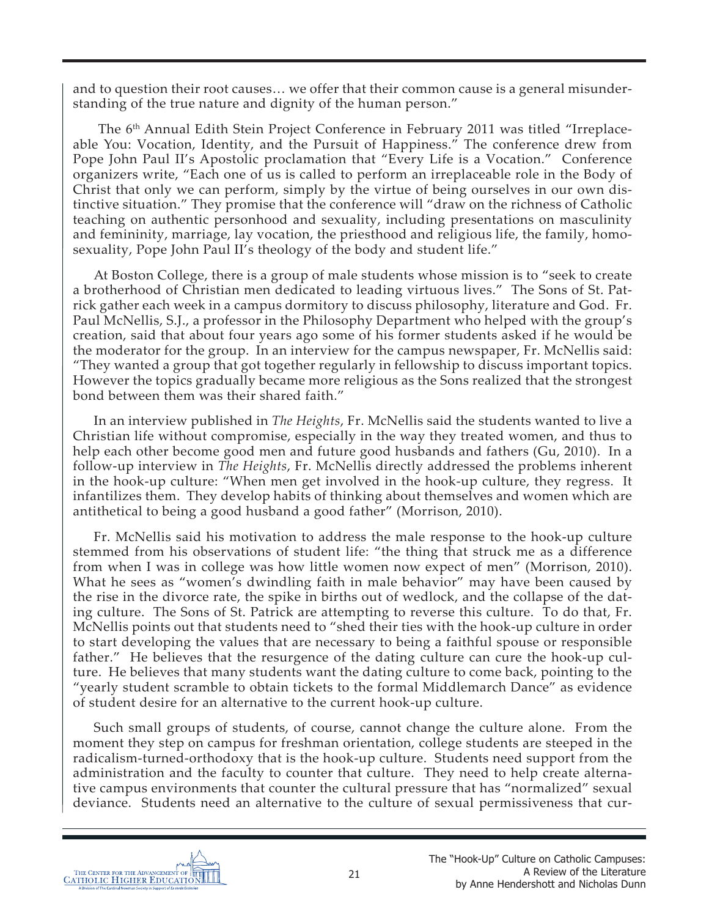and to question their root causes… we offer that their common cause is a general misunderstanding of the true nature and dignity of the human person."

The 6th Annual Edith Stein Project Conference in February 2011 was titled "Irreplaceable You: Vocation, Identity, and the Pursuit of Happiness." The conference drew from Pope John Paul II's Apostolic proclamation that "Every Life is a Vocation." Conference organizers write, "Each one of us is called to perform an irreplaceable role in the Body of Christ that only we can perform, simply by the virtue of being ourselves in our own distinctive situation." They promise that the conference will "draw on the richness of Catholic teaching on authentic personhood and sexuality, including presentations on masculinity and femininity, marriage, lay vocation, the priesthood and religious life, the family, homosexuality, Pope John Paul II's theology of the body and student life."

At Boston College, there is a group of male students whose mission is to "seek to create a brotherhood of Christian men dedicated to leading virtuous lives." The Sons of St. Patrick gather each week in a campus dormitory to discuss philosophy, literature and God. Fr. Paul McNellis, S.J., a professor in the Philosophy Department who helped with the group's creation, said that about four years ago some of his former students asked if he would be the moderator for the group. In an interview for the campus newspaper, Fr. McNellis said: "They wanted a group that got together regularly in fellowship to discuss important topics. However the topics gradually became more religious as the Sons realized that the strongest bond between them was their shared faith."

In an interview published in *The Heights*, Fr. McNellis said the students wanted to live a Christian life without compromise, especially in the way they treated women, and thus to help each other become good men and future good husbands and fathers (Gu, 2010). In a follow-up interview in *The Heights*, Fr. McNellis directly addressed the problems inherent in the hook-up culture: "When men get involved in the hook-up culture, they regress. It infantilizes them. They develop habits of thinking about themselves and women which are antithetical to being a good husband a good father" (Morrison, 2010).

Fr. McNellis said his motivation to address the male response to the hook-up culture stemmed from his observations of student life: "the thing that struck me as a difference from when I was in college was how little women now expect of men" (Morrison, 2010). What he sees as "women's dwindling faith in male behavior" may have been caused by the rise in the divorce rate, the spike in births out of wedlock, and the collapse of the dating culture. The Sons of St. Patrick are attempting to reverse this culture. To do that, Fr. McNellis points out that students need to "shed their ties with the hook-up culture in order to start developing the values that are necessary to being a faithful spouse or responsible father." He believes that the resurgence of the dating culture can cure the hook-up culture. He believes that many students want the dating culture to come back, pointing to the "yearly student scramble to obtain tickets to the formal Middlemarch Dance" as evidence of student desire for an alternative to the current hook-up culture.

Such small groups of students, of course, cannot change the culture alone. From the moment they step on campus for freshman orientation, college students are steeped in the radicalism-turned-orthodoxy that is the hook-up culture. Students need support from the administration and the faculty to counter that culture. They need to help create alternative campus environments that counter the cultural pressure that has "normalized" sexual deviance. Students need an alternative to the culture of sexual permissiveness that cur-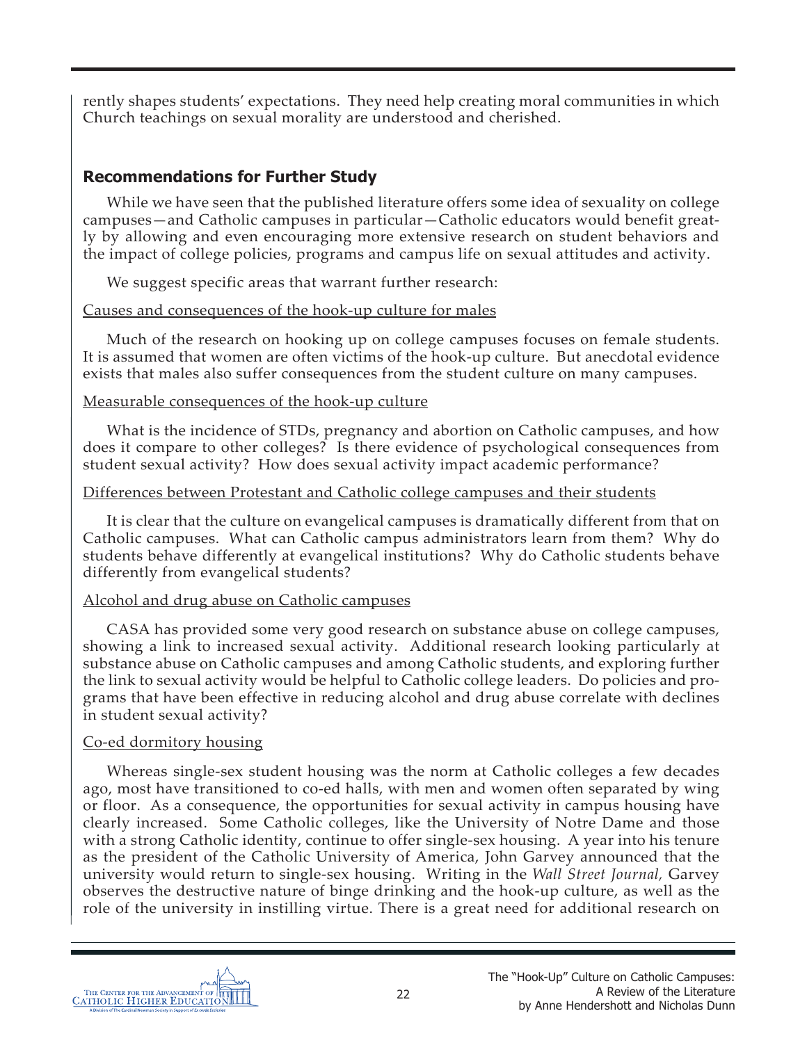rently shapes students' expectations. They need help creating moral communities in which Church teachings on sexual morality are understood and cherished.

## Recommendations for Further Study

While we have seen that the published literature offers some idea of sexuality on college campuses—and Catholic campuses in particular—Catholic educators would benefit greatly by allowing and even encouraging more extensive research on student behaviors and the impact of college policies, programs and campus life on sexual attitudes and activity.

We suggest specific areas that warrant further research:

<u>Causes and consequences of the hook-up culture for males</u>

Much of the research on hooking up on college campuses focuses on female students. It is assumed that women are often victims of the hook-up culture. But anecdotal evidence exists that males also suffer consequences from the student culture on many campuses.

<u>Measurable consequences of the hook-up culture</u>

What is the incidence of STDs, pregnancy and abortion on Catholic campuses, and how does it compare to other colleges? Is there evidence of psychological consequences from student sexual activity? How does sexual activity impact academic performance?

<u>Differences between Protestant and Catholic college campuses and their students</u>

It is clear that the culture on evangelical campuses is dramatically different from that on Catholic campuses. What can Catholic campus administrators learn from them? Why do students behave differently at evangelical institutions? Why do Catholic students behave differently from evangelical students?

<u>Alcohol and drug abuse on Catholic campuses</u>

CASA has provided some very good research on substance abuse on college campuses, showing a link to increased sexual activity. Additional research looking particularly at substance abuse on Catholic campuses and among Catholic students, and exploring further the link to sexual activity would be helpful to Catholic college leaders. Do policies and programs that have been effective in reducing alcohol and drug abuse correlate with declines in student sexual activity?

<u>Co-ed dormitory housing</u>

Whereas single-sex student housing was the norm at Catholic colleges a few decades ago, most have transitioned to co-ed halls, with men and women often separated by wing or floor. As a consequence, the opportunities for sexual activity in campus housing have clearly increased. Some Catholic colleges, like the University of Notre Dame and those with a strong Catholic identity, continue to offer single-sex housing. A year into his tenure as the president of the Catholic University of America, John Garvey announced that the university would return to single-sex housing. Writing in the *Wall Street Journal,* Garvey observes the destructive nature of binge drinking and the hook-up culture, as well as the role of the university in instilling virtue. There is a great need for additional research on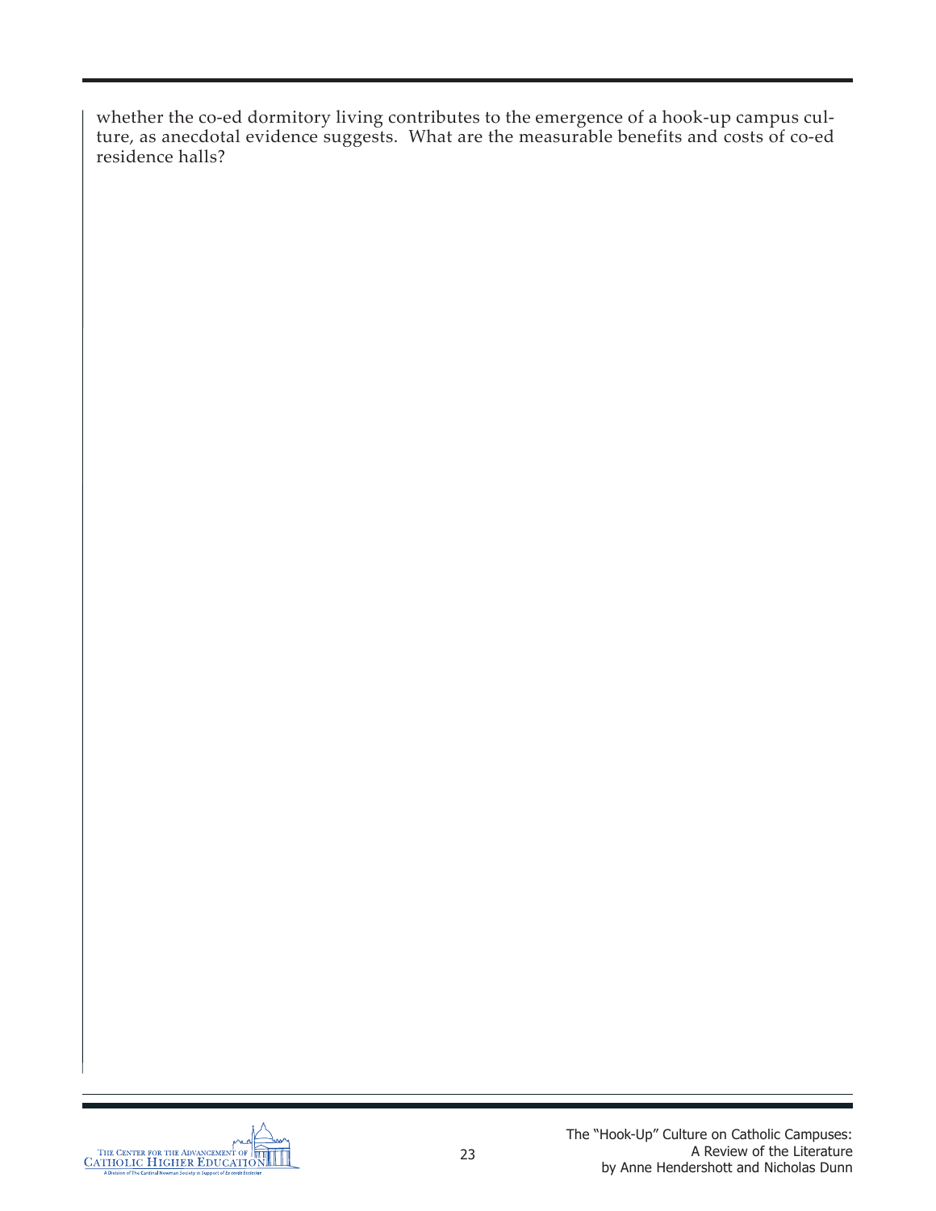whether the co-ed dormitory living contributes to the emergence of a hook-up campus culture, as anecdotal evidence suggests. What are the measurable benefits and costs of co-ed residence halls?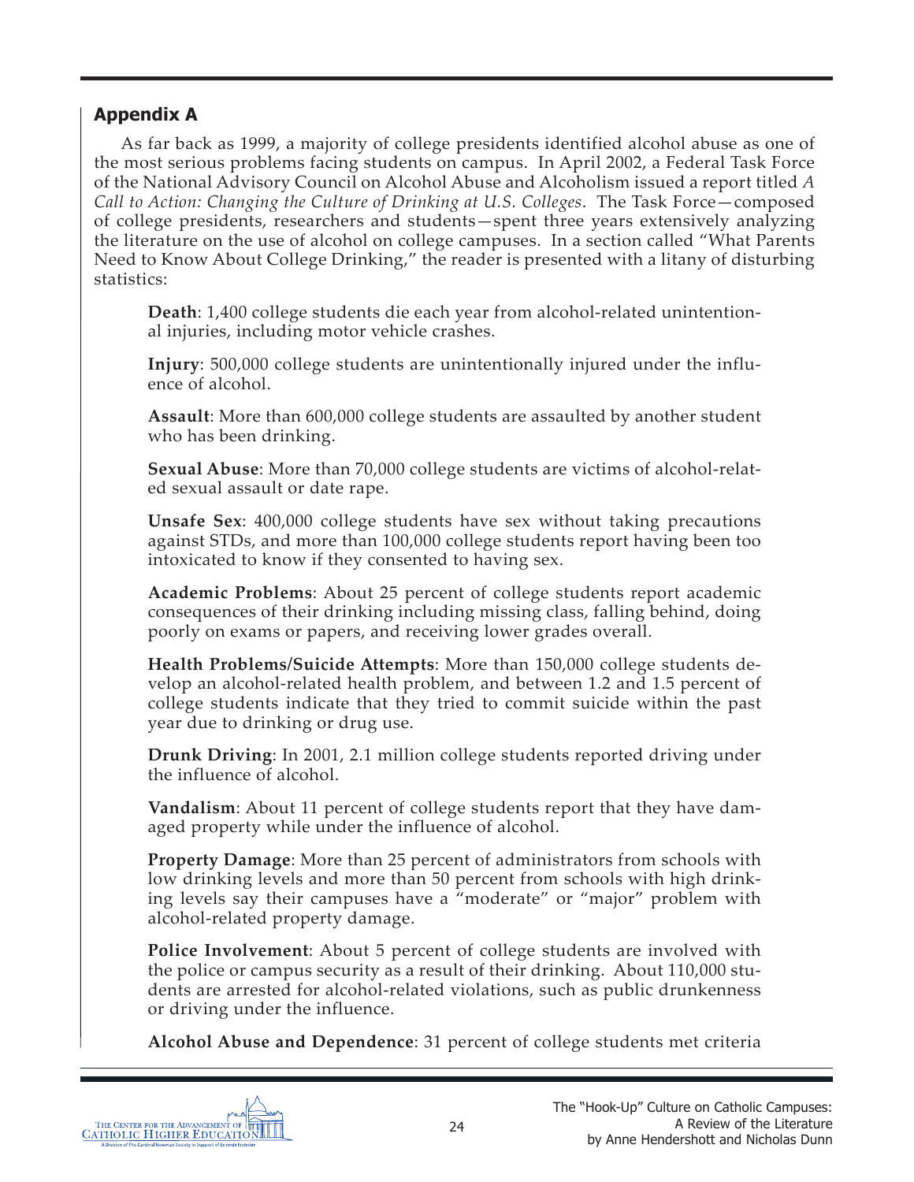## Appendix A

As far back as 1999, a majority of college presidents identified alcohol abuse as one of the most serious problems facing students on campus. In April 2002, a Federal Task Force of the National Advisory Council on Alcohol Abuse and Alcoholism issued a report titled *A Call to Action: Changing the Culture of Drinking at U.S. Colleges*. The Task Force—composed of college presidents, researchers and students—spent three years extensively analyzing the literature on the use of alcohol on college campuses. In a section called "What Parents Need to Know About College Drinking," the reader is presented with a litany of disturbing statistics:

**Death**: 1,400 college students die each year from alcohol-related unintentional injuries, including motor vehicle crashes.

**Injury**: 500,000 college students are unintentionally injured under the influence of alcohol.

**Assault**: More than 600,000 college students are assaulted by another student who has been drinking.

**Sexual Abuse**: More than 70,000 college students are victims of alcohol-related sexual assault or date rape.

**Unsafe Sex**: 400,000 college students have sex without taking precautions against STDs, and more than 100,000 college students report having been too intoxicated to know if they consented to having sex.

**Academic Problems**: About 25 percent of college students report academic consequences of their drinking including missing class, falling behind, doing poorly on exams or papers, and receiving lower grades overall.

**Health Problems/Suicide Attempts**: More than 150,000 college students develop an alcohol-related health problem, and between 1.2 and 1.5 percent of college students indicate that they tried to commit suicide within the past year due to drinking or drug use.

**Drunk Driving**: In 2001, 2.1 million college students reported driving under the influence of alcohol.

**Vandalism**: About 11 percent of college students report that they have damaged property while under the influence of alcohol.

**Property Damage**: More than 25 percent of administrators from schools with low drinking levels and more than 50 percent from schools with high drinking levels say their campuses have a "moderate" or "major" problem with alcohol-related property damage.

**Police Involvement**: About 5 percent of college students are involved with the police or campus security as a result of their drinking. About 110,000 students are arrested for alcohol-related violations, such as public drunkenness or driving under the influence.

**Alcohol Abuse and Dependence**: 31 percent of college students met criteria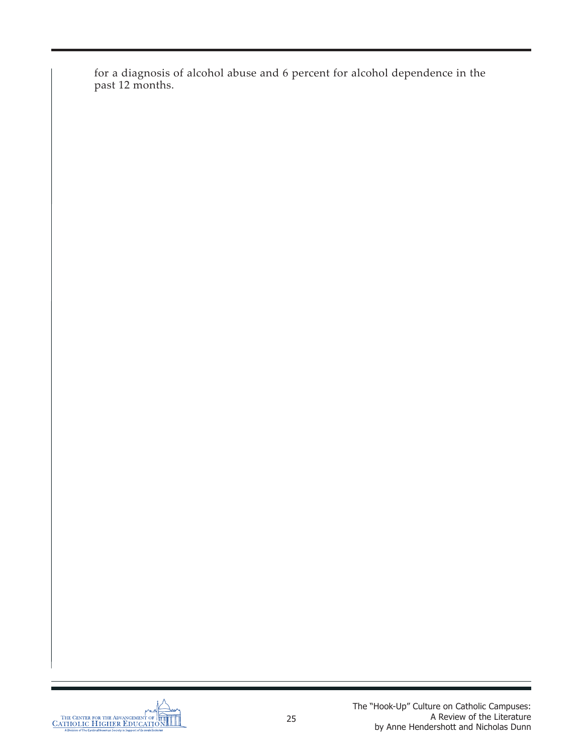for a diagnosis of alcohol abuse and 6 percent for alcohol dependence in the past 12 months.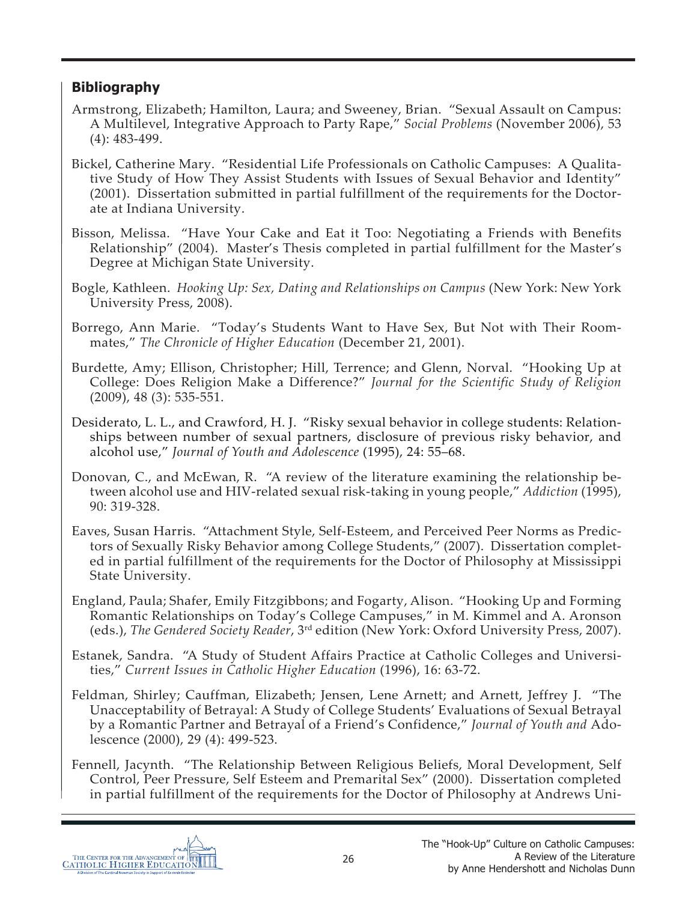## Bibliography

Armstrong, Elizabeth; Hamilton, Laura; and Sweeney, Brian. "Sexual Assault on Campus: A Multilevel, Integrative Approach to Party Rape," *Social Problems* (November 2006), 53 (4): 483-499.

Bickel, Catherine Mary. "Residential Life Professionals on Catholic Campuses: A Qualitative Study of How They Assist Students with Issues of Sexual Behavior and Identity" (2001). Dissertation submitted in partial fulfillment of the requirements for the Doctorate at Indiana University.

Bisson, Melissa. "Have Your Cake and Eat it Too: Negotiating a Friends with Benefits Relationship" (2004). Master's Thesis completed in partial fulfillment for the Master's Degree at Michigan State University.

Bogle, Kathleen. *Hooking Up: Sex, Dating and Relationships on Campus* (New York: New York University Press, 2008).

Borrego, Ann Marie. "Today's Students Want to Have Sex, But Not with Their Roommates," *The Chronicle of Higher Education* (December 21, 2001).

Burdette, Amy; Ellison, Christopher; Hill, Terrence; and Glenn, Norval. "Hooking Up at College: Does Religion Make a Difference?" *Journal for the Scientific Study of Religion* (2009), 48 (3): 535-551.

Desiderato, L. L., and Crawford, H. J. "Risky sexual behavior in college students: Relationships between number of sexual partners, disclosure of previous risky behavior, and alcohol use," *Journal of Youth and Adolescence* (1995), 24: 55–68.

Donovan, C., and McEwan, R. "A review of the literature examining the relationship between alcohol use and HIV-related sexual risk-taking in young people," *Addiction* (1995), 90: 319-328.

Eaves, Susan Harris. "Attachment Style, Self-Esteem, and Perceived Peer Norms as Predictors of Sexually Risky Behavior among College Students," (2007). Dissertation completed in partial fulfillment of the requirements for the Doctor of Philosophy at Mississippi State University.

England, Paula; Shafer, Emily Fitzgibbons; and Fogarty, Alison. "Hooking Up and Forming Romantic Relationships on Today's College Campuses," in M. Kimmel and A. Aronson (eds.), *The Gendered Society Reader*, 3rd edition (New York: Oxford University Press, 2007).

Estanek, Sandra. "A Study of Student Affairs Practice at Catholic Colleges and Universities," *Current Issues in Catholic Higher Education* (1996), 16: 63-72.

Feldman, Shirley; Cauffman, Elizabeth; Jensen, Lene Arnett; and Arnett, Jeffrey J. "The Unacceptability of Betrayal: A Study of College Students' Evaluations of Sexual Betrayal by a Romantic Partner and Betrayal of a Friend's Confidence," *Journal of Youth and* Adolescence (2000), 29 (4): 499-523.

Fennell, Jacynth. "The Relationship Between Religious Beliefs, Moral Development, Self Control, Peer Pressure, Self Esteem and Premarital Sex" (2000). Dissertation completed in partial fulfillment of the requirements for the Doctor of Philosophy at Andrews Uni-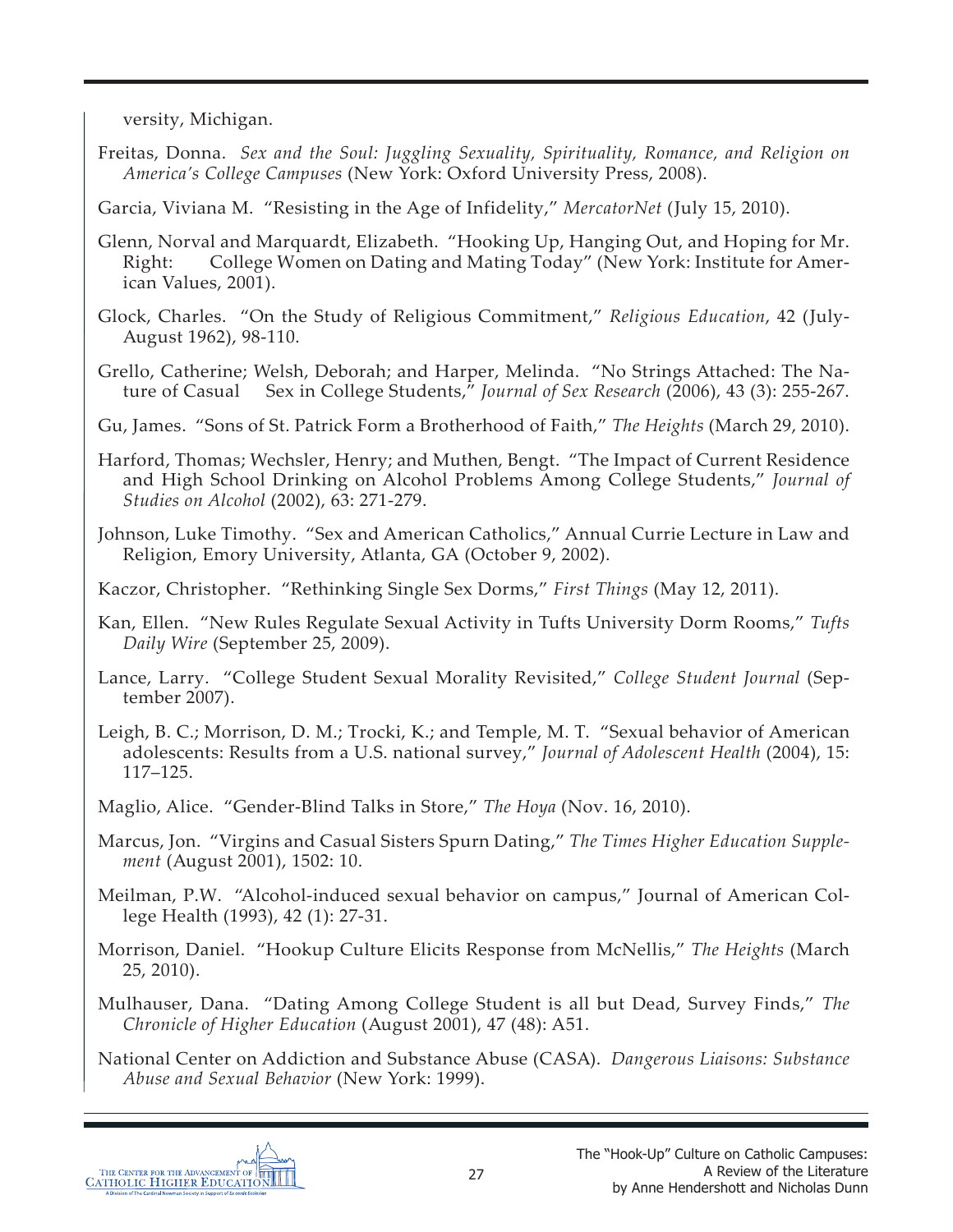versity, Michigan.

Freitas, Donna. *Sex and the Soul: Juggling Sexuality, Spirituality, Romance, and Religion on America's College Campuses* (New York: Oxford University Press, 2008).

Garcia, Viviana M. "Resisting in the Age of Infidelity," *MercatorNet* (July 15, 2010).

Glenn, Norval and Marquardt, Elizabeth. "Hooking Up, Hanging Out, and Hoping for Mr. Right: College Women on Dating and Mating Today" (New York: Institute for American Values, 2001).

Glock, Charles. "On the Study of Religious Commitment," *Religious Education*, 42 (July-August 1962), 98-110.

Grello, Catherine; Welsh, Deborah; and Harper, Melinda. "No Strings Attached: The Nature of Casual Sex in College Students," *Journal of Sex Research* (2006), 43 (3): 255-267.

Gu, James. "Sons of St. Patrick Form a Brotherhood of Faith," *The Heights* (March 29, 2010).

Harford, Thomas; Wechsler, Henry; and Muthen, Bengt. "The Impact of Current Residence and High School Drinking on Alcohol Problems Among College Students," *Journal of Studies on Alcohol* (2002), 63: 271-279.

Johnson, Luke Timothy. "Sex and American Catholics," Annual Currie Lecture in Law and Religion, Emory University, Atlanta, GA (October 9, 2002).

Kaczor, Christopher. "Rethinking Single Sex Dorms," *First Things* (May 12, 2011).

Kan, Ellen. "New Rules Regulate Sexual Activity in Tufts University Dorm Rooms," *Tufts Daily Wire* (September 25, 2009).

Lance, Larry. "College Student Sexual Morality Revisited," *College Student Journal* (September 2007).

Leigh, B. C.; Morrison, D. M.; Trocki, K.; and Temple, M. T. "Sexual behavior of American adolescents: Results from a U.S. national survey," *Journal of Adolescent Health* (2004), 15: 117–125.

Maglio, Alice. "Gender-Blind Talks in Store," *The Hoya* (Nov. 16, 2010).

Marcus, Jon. "Virgins and Casual Sisters Spurn Dating," *The Times Higher Education Supplement* (August 2001), 1502: 10.

Meilman, P.W. "Alcohol-induced sexual behavior on campus," Journal of American College Health (1993), 42 (1): 27-31.

Morrison, Daniel. "Hookup Culture Elicits Response from McNellis," *The Heights* (March 25, 2010).

Mulhauser, Dana. "Dating Among College Student is all but Dead, Survey Finds," *The Chronicle of Higher Education* (August 2001), 47 (48): A51.

National Center on Addiction and Substance Abuse (CASA). *Dangerous Liaisons: Substance Abuse and Sexual Behavior* (New York: 1999).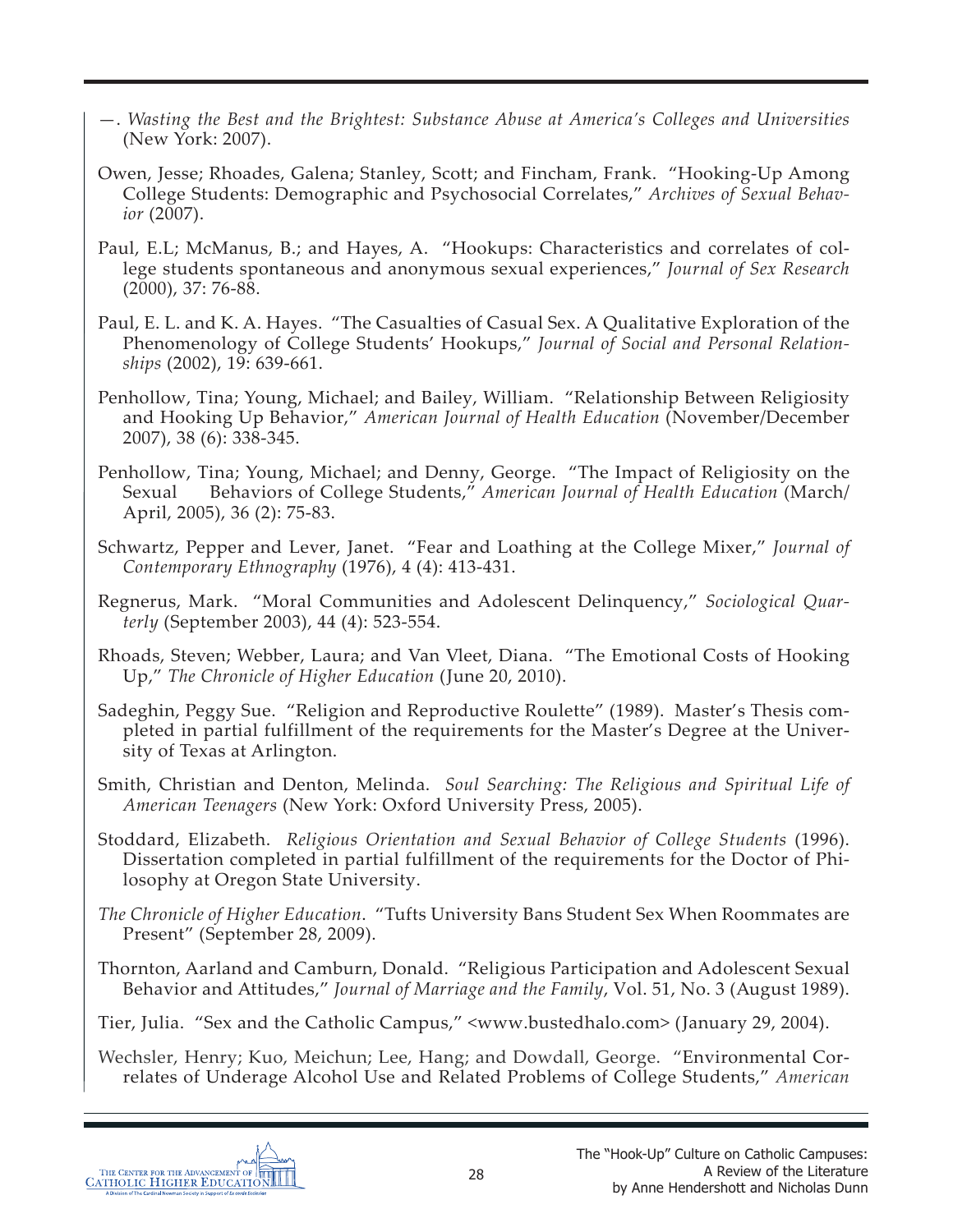—. *Wasting the Best and the Brightest: Substance Abuse at America's Colleges and Universities* (New York: 2007).

Owen, Jesse; Rhoades, Galena; Stanley, Scott; and Fincham, Frank. "Hooking-Up Among College Students: Demographic and Psychosocial Correlates," *Archives of Sexual Behavior* (2007).

Paul, E.L; McManus, B.; and Hayes, A. "Hookups: Characteristics and correlates of college students spontaneous and anonymous sexual experiences," *Journal of Sex Research* (2000), 37: 76-88.

Paul, E. L. and K. A. Hayes. "The Casualties of Casual Sex. A Qualitative Exploration of the Phenomenology of College Students' Hookups," *Journal of Social and Personal Relationships* (2002), 19: 639-661.

Penhollow, Tina; Young, Michael; and Bailey, William. "Relationship Between Religiosity and Hooking Up Behavior," *American Journal of Health Education* (November/December 2007), 38 (6): 338-345.

Penhollow, Tina; Young, Michael; and Denny, George. "The Impact of Religiosity on the Sexual Behaviors of College Students," *American Journal of Health Education* (March/April, 2005), 36 (2): 75-83.

Schwartz, Pepper and Lever, Janet. "Fear and Loathing at the College Mixer," *Journal of Contemporary Ethnography* (1976), 4 (4): 413-431.

Regnerus, Mark. "Moral Communities and Adolescent Delinquency," *Sociological Quarterly* (September 2003), 44 (4): 523-554.

Rhoads, Steven; Webber, Laura; and Van Vleet, Diana. "The Emotional Costs of Hooking Up," *The Chronicle of Higher Education* (June 20, 2010).

Sadeghin, Peggy Sue. "Religion and Reproductive Roulette" (1989). Master's Thesis completed in partial fulfillment of the requirements for the Master's Degree at the University of Texas at Arlington.

Smith, Christian and Denton, Melinda. *Soul Searching: The Religious and Spiritual Life of American Teenagers* (New York: Oxford University Press, 2005).

Stoddard, Elizabeth. *Religious Orientation and Sexual Behavior of College Students* (1996). Dissertation completed in partial fulfillment of the requirements for the Doctor of Philosophy at Oregon State University.

*The Chronicle of Higher Education*. "Tufts University Bans Student Sex When Roommates are Present" (September 28, 2009).

Thornton, Aarland and Camburn, Donald. "Religious Participation and Adolescent Sexual Behavior and Attitudes," *Journal of Marriage and the Family*, Vol. 51, No. 3 (August 1989).

Tier, Julia. "Sex and the Catholic Campus," <www.bustedhalo.com> (January 29, 2004).

Wechsler, Henry; Kuo, Meichun; Lee, Hang; and Dowdall, George. "Environmental Correlates of Underage Alcohol Use and Related Problems of College Students," *American*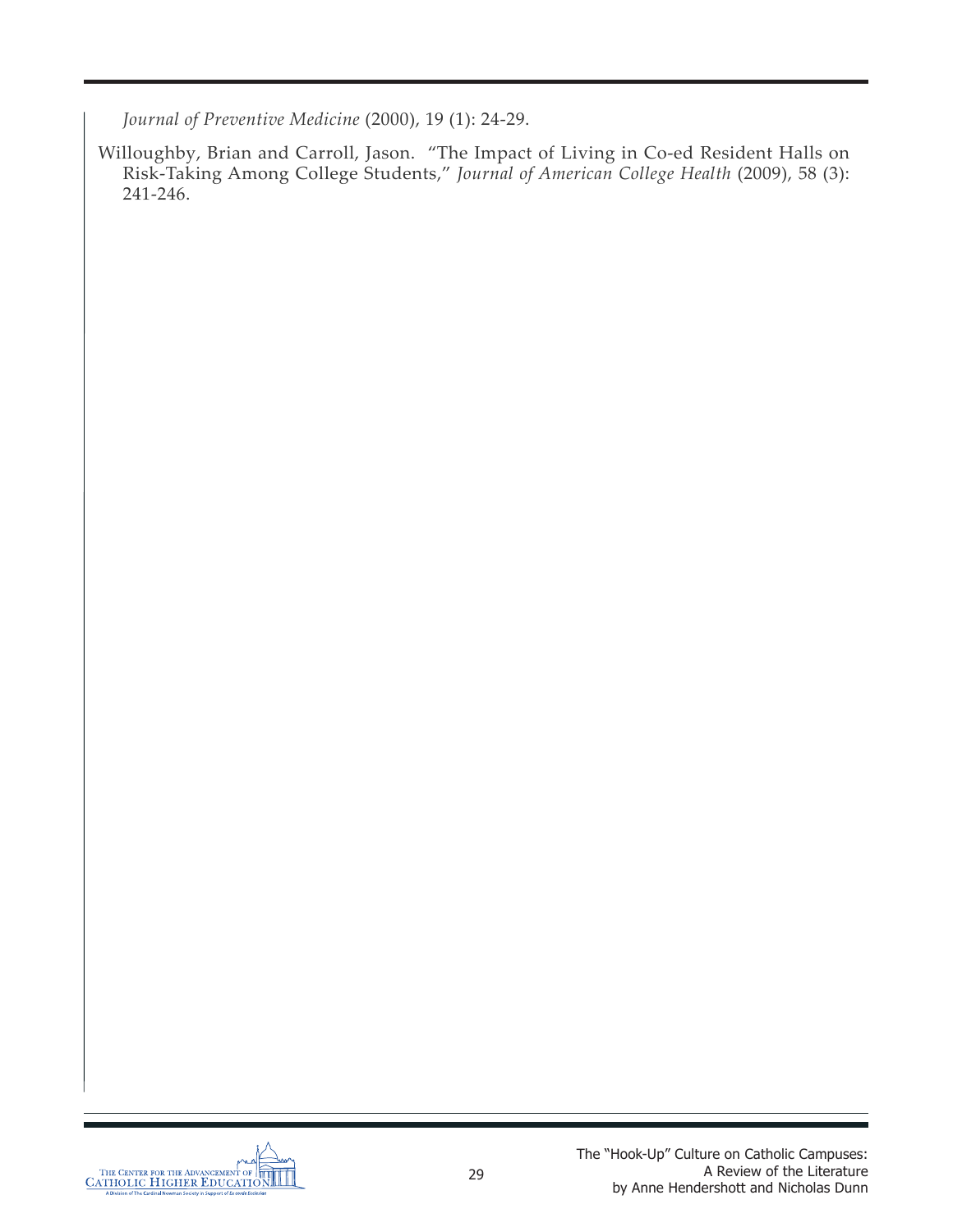*Journal of Preventive Medicine* (2000), 19 (1): 24-29.

Willoughby, Brian and Carroll, Jason. "The Impact of Living in Co-ed Resident Halls on Risk-Taking Among College Students," *Journal of American College Health* (2009), 58 (3): 241-246.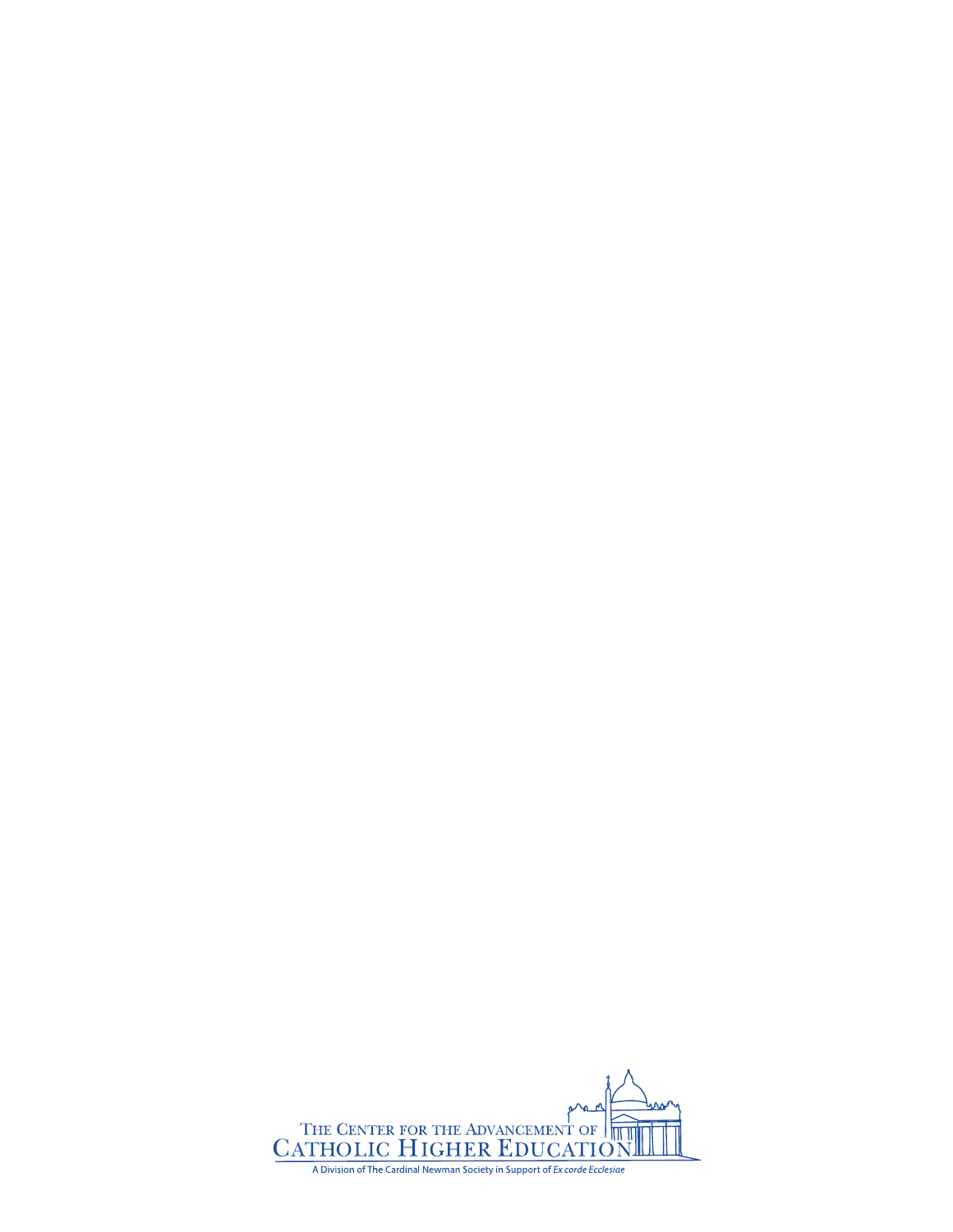THE CENTER FOR THE ADVANCEMENT OF
CATHOLIC HIGHER EDUCATION

A Division of The Cardinal Newman Society in Support of *Ex corde Ecclesiae*